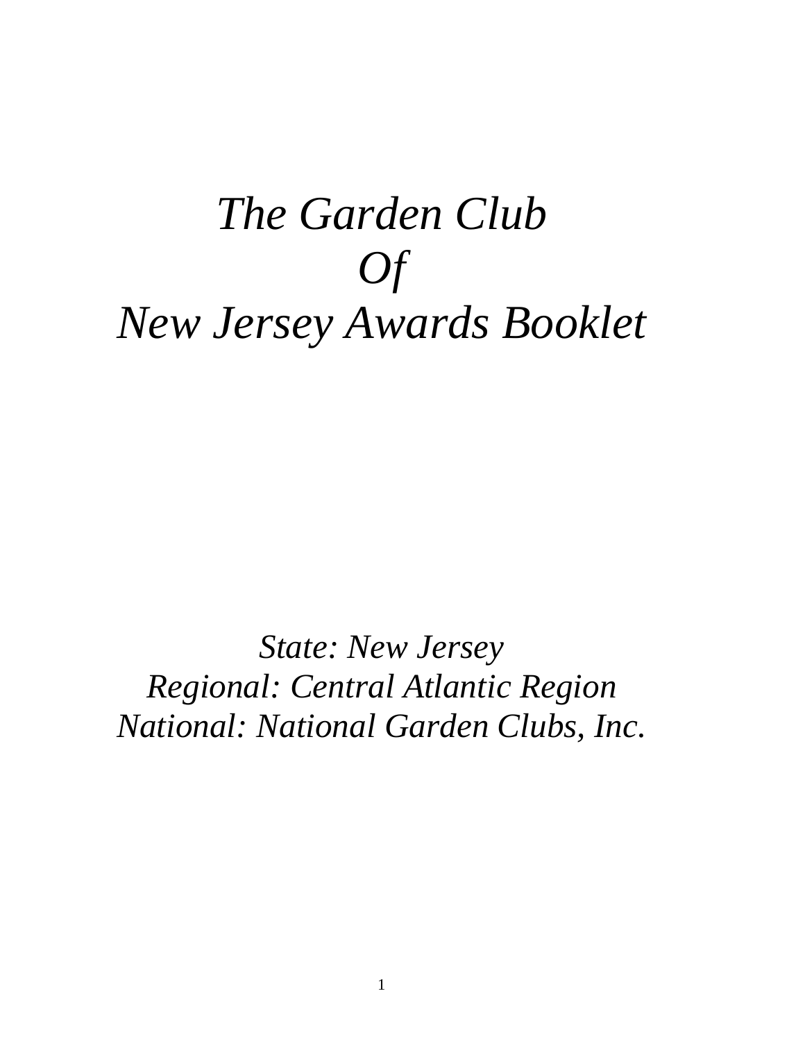# *The Garden Club Of New Jersey Awards Booklet*

*State: New Jersey*
*Regional: Central Atlantic Region*
*National: National Garden Clubs, Inc.*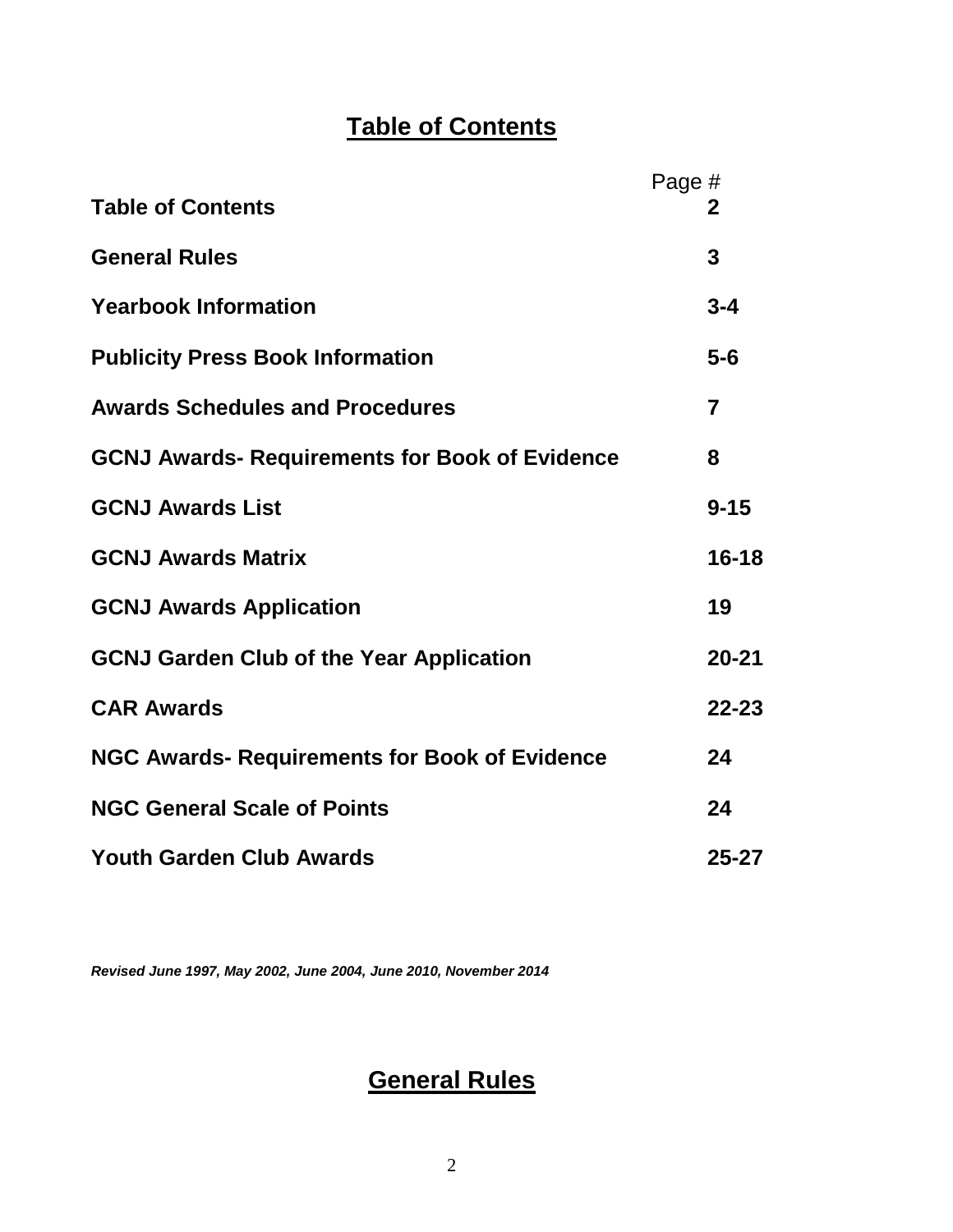# Table of Contents

| | Page # |
|---|---|
| **Table of Contents** | **2** |
| **General Rules** | **3** |
| **Yearbook Information** | **3-4** |
| **Publicity Press Book Information** | **5-6** |
| **Awards Schedules and Procedures** | **7** |
| **GCNJ Awards- Requirements for Book of Evidence** | **8** |
| **GCNJ Awards List** | **9-15** |
| **GCNJ Awards Matrix** | **16-18** |
| **GCNJ Awards Application** | **19** |
| **GCNJ Garden Club of the Year Application** | **20-21** |
| **CAR Awards** | **22-23** |
| **NGC Awards- Requirements for Book of Evidence** | **24** |
| **NGC General Scale of Points** | **24** |
| **Youth Garden Club Awards** | **25-27** |

***Revised June 1997, May 2002, June 2004, June 2010, November 2014***

# General Rules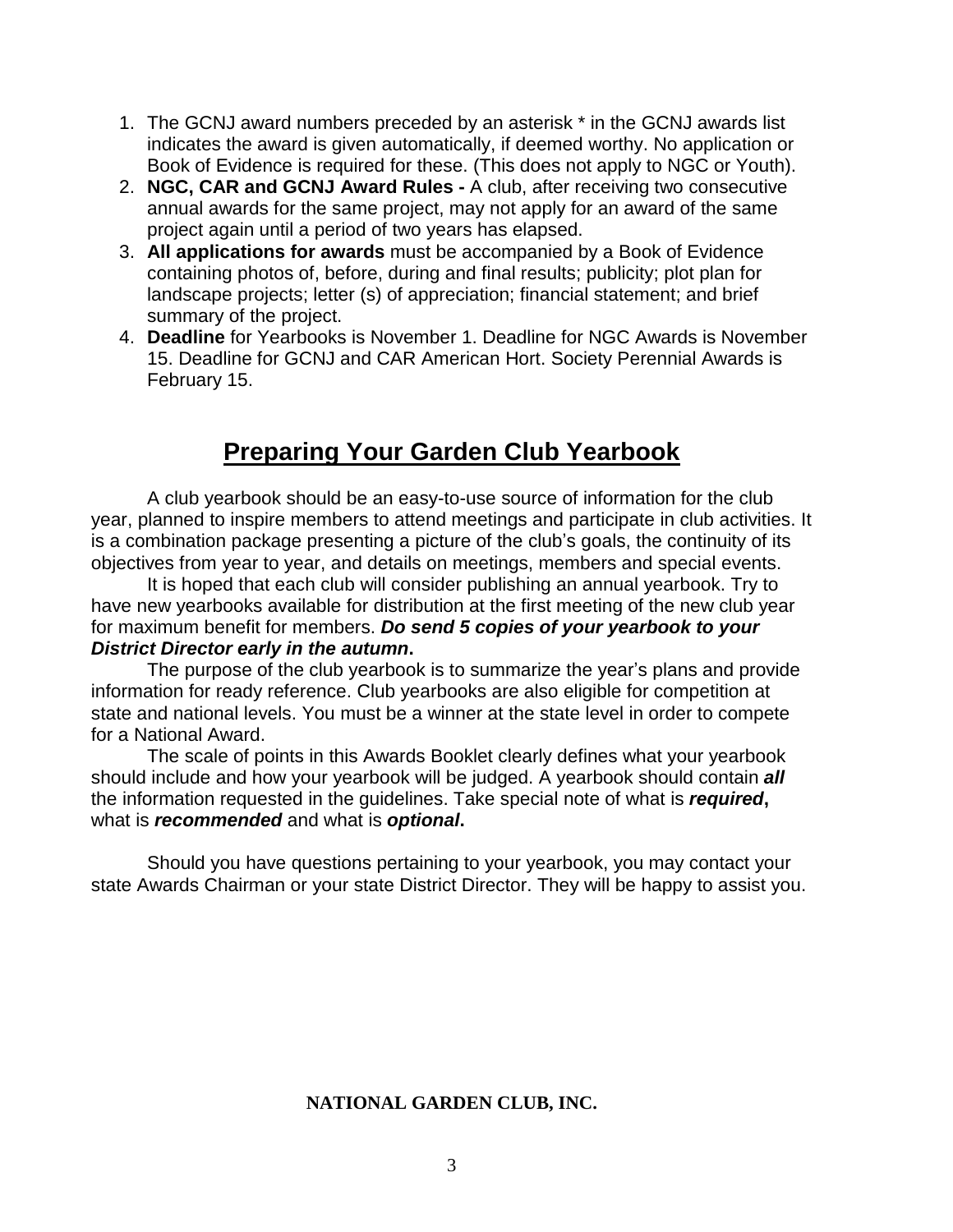1. The GCNJ award numbers preceded by an asterisk * in the GCNJ awards list indicates the award is given automatically, if deemed worthy. No application or Book of Evidence is required for these. (This does not apply to NGC or Youth).
2. **NGC, CAR and GCNJ Award Rules -** A club, after receiving two consecutive annual awards for the same project, may not apply for an award of the same project again until a period of two years has elapsed.
3. **All applications for awards** must be accompanied by a Book of Evidence containing photos of, before, during and final results; publicity; plot plan for landscape projects; letter (s) of appreciation; financial statement; and brief summary of the project.
4. **Deadline** for Yearbooks is November 1. Deadline for NGC Awards is November 15. Deadline for GCNJ and CAR American Hort. Society Perennial Awards is February 15.

# Preparing Your Garden Club Yearbook

A club yearbook should be an easy-to-use source of information for the club year, planned to inspire members to attend meetings and participate in club activities. It is a combination package presenting a picture of the club's goals, the continuity of its objectives from year to year, and details on meetings, members and special events.

It is hoped that each club will consider publishing an annual yearbook. Try to have new yearbooks available for distribution at the first meeting of the new club year for maximum benefit for members. ***Do send 5 copies of your yearbook to your District Director early in the autumn*.**

The purpose of the club yearbook is to summarize the year's plans and provide information for ready reference. Club yearbooks are also eligible for competition at state and national levels. You must be a winner at the state level in order to compete for a National Award.

The scale of points in this Awards Booklet clearly defines what your yearbook should include and how your yearbook will be judged. A yearbook should contain ***all*** the information requested in the guidelines. Take special note of what is ***required*,** what is ***recommended*** and what is ***optional*.**

Should you have questions pertaining to your yearbook, you may contact your state Awards Chairman or your state District Director. They will be happy to assist you.

**NATIONAL GARDEN CLUB, INC.**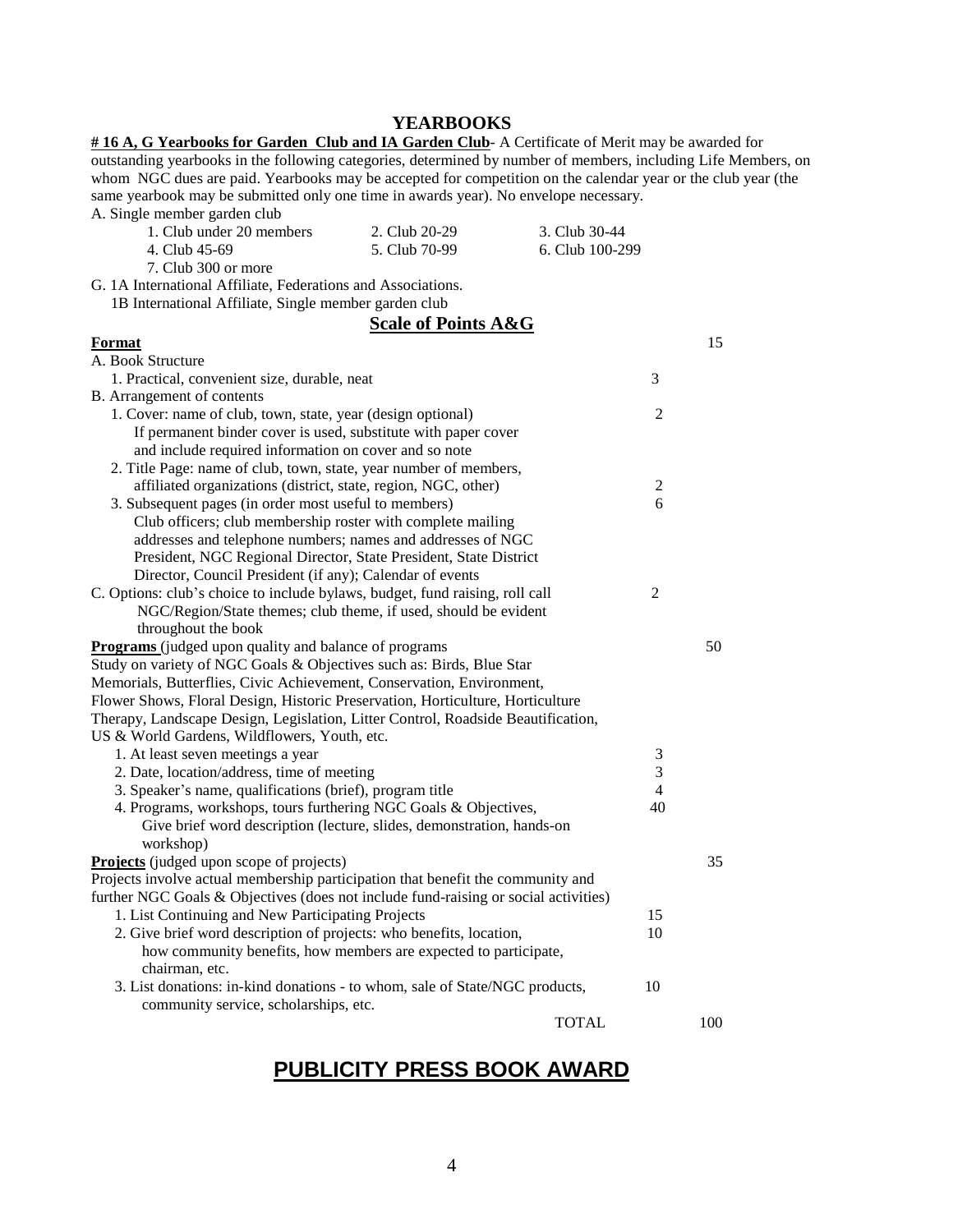## YEARBOOKS

**# 16 A, G Yearbooks for Garden Club and IA Garden Club**- A Certificate of Merit may be awarded for outstanding yearbooks in the following categories, determined by number of members, including Life Members, on whom NGC dues are paid. Yearbooks may be accepted for competition on the calendar year or the club year (the same yearbook may be submitted only one time in awards year). No envelope necessary.

A. Single member garden club

| | | |
|---|---|---|
| 1. Club under 20 members | 2. Club 20-29 | 3. Club 30-44 |
| 4. Club 45-69 | 5. Club 70-99 | 6. Club 100-299 |
| 7. Club 300 or more | | |

G. 1A International Affiliate, Federations and Associations.
1B International Affiliate, Single member garden club

### Scale of Points A&G

| | | |
|---|---|---|
| **Format** | | 15 |
| A. Book Structure | | |
| 1. Practical, convenient size, durable, neat | 3 | |
| B. Arrangement of contents | | |
| 1. Cover: name of club, town, state, year (design optional) If permanent binder cover is used, substitute with paper cover and include required information on cover and so note | 2 | |
| 2. Title Page: name of club, town, state, year number of members, affiliated organizations (district, state, region, NGC, other) | 2 | |
| 3. Subsequent pages (in order most useful to members) Club officers; club membership roster with complete mailing addresses and telephone numbers; names and addresses of NGC President, NGC Regional Director, State President, State District Director, Council President (if any); Calendar of events | 6 | |
| C. Options: club's choice to include bylaws, budget, fund raising, roll call NGC/Region/State themes; club theme, if used, should be evident throughout the book | 2 | |
| **Programs** (judged upon quality and balance of programs Study on variety of NGC Goals & Objectives such as: Birds, Blue Star Memorials, Butterflies, Civic Achievement, Conservation, Environment, Flower Shows, Floral Design, Historic Preservation, Horticulture, Horticulture Therapy, Landscape Design, Legislation, Litter Control, Roadside Beautification, US & World Gardens, Wildflowers, Youth, etc. | | 50 |
| 1. At least seven meetings a year | 3 | |
| 2. Date, location/address, time of meeting | 3 | |
| 3. Speaker's name, qualifications (brief), program title | 4 | |
| 4. Programs, workshops, tours furthering NGC Goals & Objectives, Give brief word description (lecture, slides, demonstration, hands-on workshop) | 40 | |
| **Projects** (judged upon scope of projects) Projects involve actual membership participation that benefit the community and further NGC Goals & Objectives (does not include fund-raising or social activities) | | 35 |
| 1. List Continuing and New Participating Projects | 15 | |
| 2. Give brief word description of projects: who benefits, location, how community benefits, how members are expected to participate, chairman, etc. | 10 | |
| 3. List donations: in-kind donations - to whom, sale of State/NGC products, community service, scholarships, etc. | 10 | |
| TOTAL | | 100 |

## PUBLICITY PRESS BOOK AWARD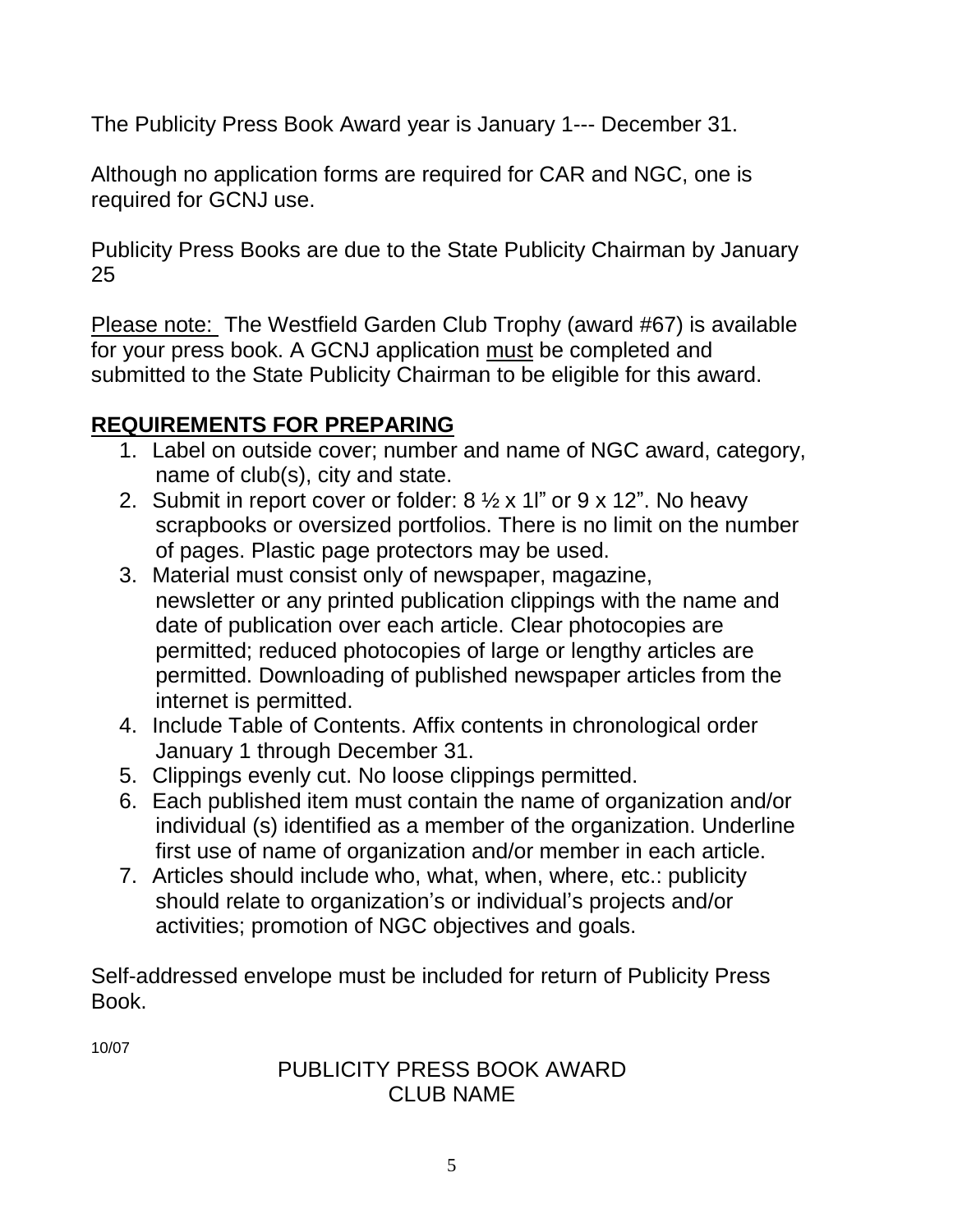The Publicity Press Book Award year is January 1--- December 31.

Although no application forms are required for CAR and NGC, one is required for GCNJ use.

Publicity Press Books are due to the State Publicity Chairman by January 25

Please note: The Westfield Garden Club Trophy (award #67) is available for your press book. A GCNJ application must be completed and submitted to the State Publicity Chairman to be eligible for this award.

## REQUIREMENTS FOR PREPARING

1. Label on outside cover; number and name of NGC award, category, name of club(s), city and state.
2. Submit in report cover or folder: 8 ½ x 1l" or 9 x 12". No heavy scrapbooks or oversized portfolios. There is no limit on the number of pages. Plastic page protectors may be used.
3. Material must consist only of newspaper, magazine, newsletter or any printed publication clippings with the name and date of publication over each article. Clear photocopies are permitted; reduced photocopies of large or lengthy articles are permitted. Downloading of published newspaper articles from the internet is permitted.
4. Include Table of Contents. Affix contents in chronological order January 1 through December 31.
5. Clippings evenly cut. No loose clippings permitted.
6. Each published item must contain the name of organization and/or individual (s) identified as a member of the organization. Underline first use of name of organization and/or member in each article.
7. Articles should include who, what, when, where, etc.: publicity should relate to organization's or individual's projects and/or activities; promotion of NGC objectives and goals.

Self-addressed envelope must be included for return of Publicity Press Book.

10/07

PUBLICITY PRESS BOOK AWARD
CLUB NAME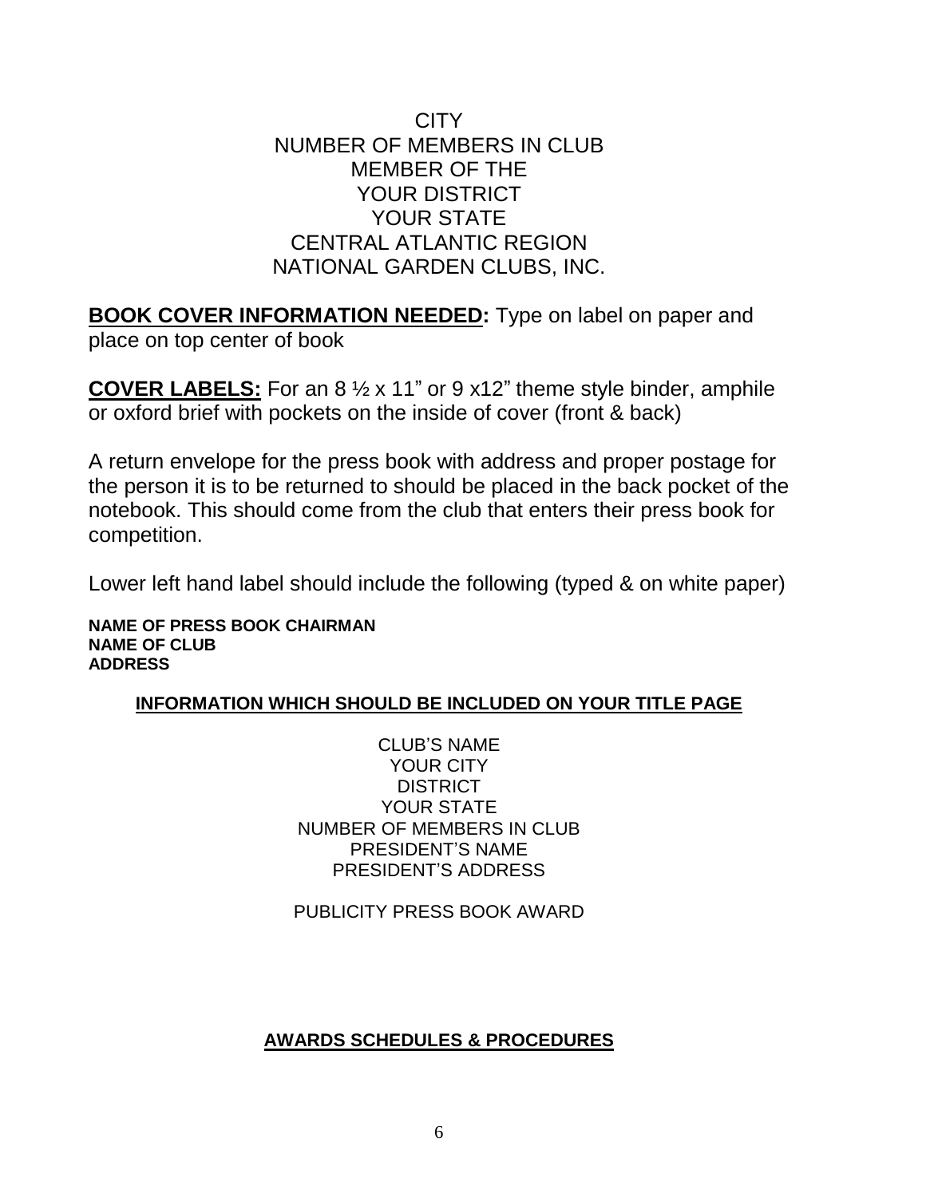CITY
NUMBER OF MEMBERS IN CLUB
MEMBER OF THE
YOUR DISTRICT
YOUR STATE
CENTRAL ATLANTIC REGION
NATIONAL GARDEN CLUBS, INC.

**BOOK COVER INFORMATION NEEDED:** Type on label on paper and place on top center of book

**COVER LABELS:** For an 8 ½ x 11" or 9 x12" theme style binder, amphile or oxford brief with pockets on the inside of cover (front & back)

A return envelope for the press book with address and proper postage for the person it is to be returned to should be placed in the back pocket of the notebook. This should come from the club that enters their press book for competition.

Lower left hand label should include the following (typed & on white paper)

**NAME OF PRESS BOOK CHAIRMAN**
**NAME OF CLUB**
**ADDRESS**

**INFORMATION WHICH SHOULD BE INCLUDED ON YOUR TITLE PAGE**

CLUB'S NAME
YOUR CITY
DISTRICT
YOUR STATE
NUMBER OF MEMBERS IN CLUB
PRESIDENT'S NAME
PRESIDENT'S ADDRESS

PUBLICITY PRESS BOOK AWARD

**AWARDS SCHEDULES & PROCEDURES**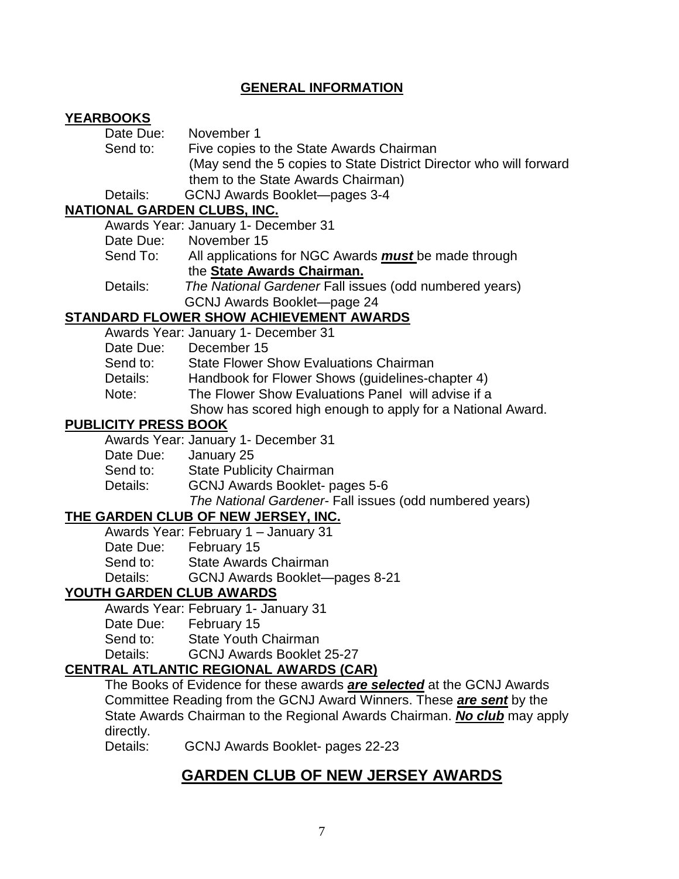## GENERAL INFORMATION

**YEARBOOKS**

Date Due: November 1

Send to: Five copies to the State Awards Chairman (May send the 5 copies to State District Director who will forward them to the State Awards Chairman)

Details: GCNJ Awards Booklet—pages 3-4

**NATIONAL GARDEN CLUBS, INC.**

Awards Year: January 1- December 31

Date Due: November 15

Send To: All applications for NGC Awards ***must*** be made through the **State Awards Chairman.**

Details: *The National Gardener* Fall issues (odd numbered years) GCNJ Awards Booklet—page 24

**STANDARD FLOWER SHOW ACHIEVEMENT AWARDS**

Awards Year: January 1- December 31

Date Due: December 15

Send to: State Flower Show Evaluations Chairman

Details: Handbook for Flower Shows (guidelines-chapter 4)

Note: The Flower Show Evaluations Panel will advise if a Show has scored high enough to apply for a National Award.

**PUBLICITY PRESS BOOK**

Awards Year: January 1- December 31

Date Due: January 25

Send to: State Publicity Chairman

Details: GCNJ Awards Booklet- pages 5-6 *The National Gardener*- Fall issues (odd numbered years)

**THE GARDEN CLUB OF NEW JERSEY, INC.**

Awards Year: February 1 – January 31

Date Due: February 15

Send to: State Awards Chairman

Details: GCNJ Awards Booklet—pages 8-21

**YOUTH GARDEN CLUB AWARDS**

Awards Year: February 1- January 31

Date Due: February 15

Send to: State Youth Chairman

Details: GCNJ Awards Booklet 25-27

**CENTRAL ATLANTIC REGIONAL AWARDS (CAR)**

The Books of Evidence for these awards ***are selected*** at the GCNJ Awards Committee Reading from the GCNJ Award Winners. These ***are sent*** by the State Awards Chairman to the Regional Awards Chairman. ***No club*** may apply directly.

Details: GCNJ Awards Booklet- pages 22-23

## GARDEN CLUB OF NEW JERSEY AWARDS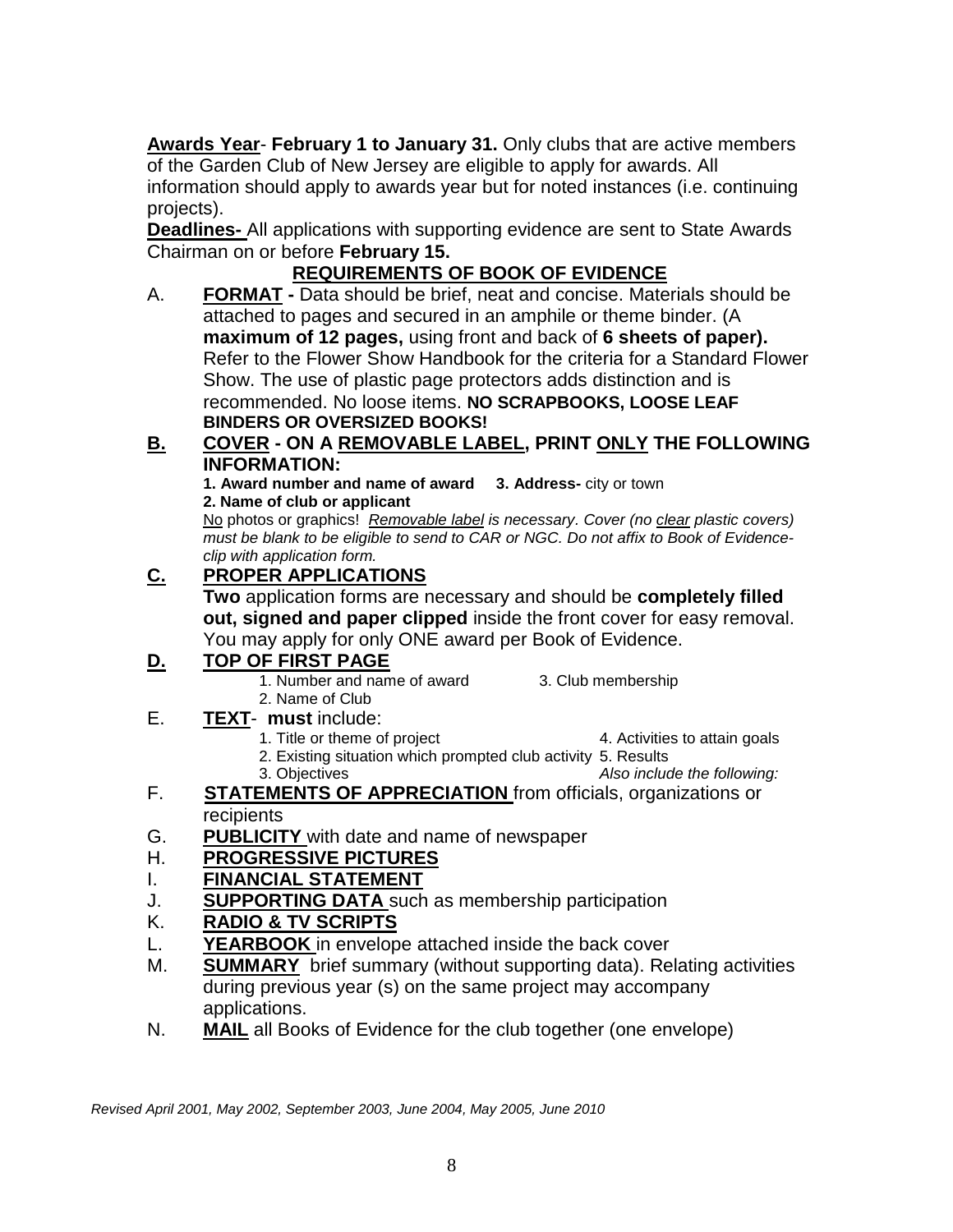**Awards Year**- **February 1 to January 31.** Only clubs that are active members of the Garden Club of New Jersey are eligible to apply for awards. All information should apply to awards year but for noted instances (i.e. continuing projects).

**Deadlines-** All applications with supporting evidence are sent to State Awards Chairman on or before **February 15.**

## REQUIREMENTS OF BOOK OF EVIDENCE

A. **FORMAT -** Data should be brief, neat and concise. Materials should be attached to pages and secured in an amphile or theme binder. (A **maximum of 12 pages,** using front and back of **6 sheets of paper).** Refer to the Flower Show Handbook for the criteria for a Standard Flower Show. The use of plastic page protectors adds distinction and is recommended. No loose items. **NO SCRAPBOOKS, LOOSE LEAF BINDERS OR OVERSIZED BOOKS!**

**B. COVER - ON A REMOVABLE LABEL, PRINT ONLY THE FOLLOWING INFORMATION:**

**1. Award number and name of award**
**2. Name of club or applicant**
**3. Address-** city or town

No photos or graphics! *Removable label is necessary. Cover (no clear plastic covers) must be blank to be eligible to send to CAR or NGC. Do not affix to Book of Evidence- clip with application form.*

**C. PROPER APPLICATIONS**

**Two** application forms are necessary and should be **completely filled out, signed and paper clipped** inside the front cover for easy removal. You may apply for only ONE award per Book of Evidence.

**D. TOP OF FIRST PAGE**

1. Number and name of award
2. Name of Club
3. Club membership

E. **TEXT**- **must** include:

1. Title or theme of project
2. Existing situation which prompted club activity
3. Objectives
4. Activities to attain goals
5. Results

*Also include the following:*

F. **STATEMENTS OF APPRECIATION** from officials, organizations or recipients

G. **PUBLICITY** with date and name of newspaper

H. **PROGRESSIVE PICTURES**

I. **FINANCIAL STATEMENT**

J. **SUPPORTING DATA** such as membership participation

K. **RADIO & TV SCRIPTS**

L. **YEARBOOK** in envelope attached inside the back cover

M. **SUMMARY** brief summary (without supporting data). Relating activities during previous year (s) on the same project may accompany applications.

N. **MAIL** all Books of Evidence for the club together (one envelope)

*Revised April 2001, May 2002, September 2003, June 2004, May 2005, June 2010*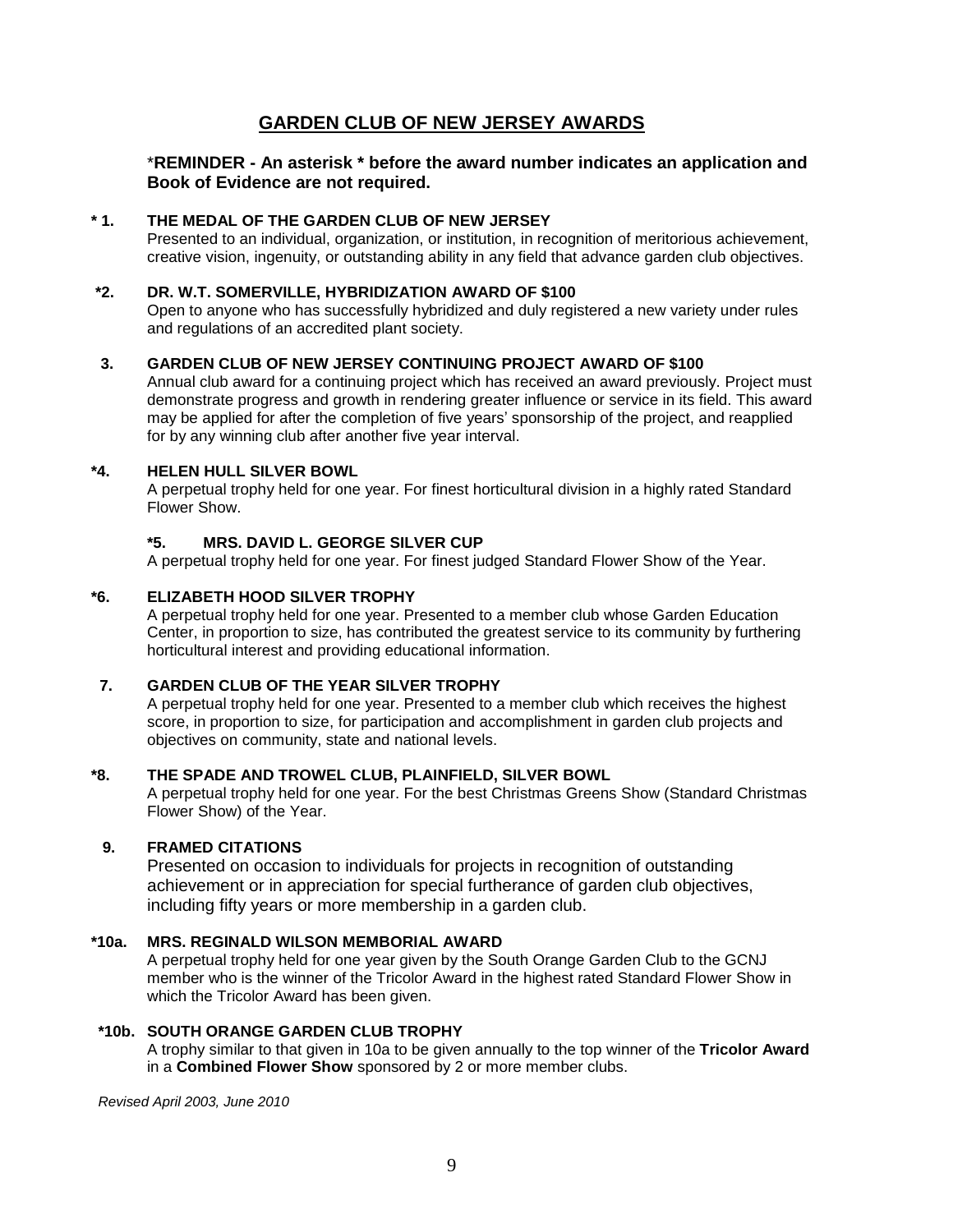# GARDEN CLUB OF NEW JERSEY AWARDS

***REMINDER - An asterisk * before the award number indicates an application and Book of Evidence are not required.**

**\* 1. THE MEDAL OF THE GARDEN CLUB OF NEW JERSEY**

Presented to an individual, organization, or institution, in recognition of meritorious achievement, creative vision, ingenuity, or outstanding ability in any field that advance garden club objectives.

**\*2. DR. W.T. SOMERVILLE, HYBRIDIZATION AWARD OF $100**

Open to anyone who has successfully hybridized and duly registered a new variety under rules and regulations of an accredited plant society.

**3. GARDEN CLUB OF NEW JERSEY CONTINUING PROJECT AWARD OF $100**

Annual club award for a continuing project which has received an award previously. Project must demonstrate progress and growth in rendering greater influence or service in its field. This award may be applied for after the completion of five years' sponsorship of the project, and reapplied for by any winning club after another five year interval.

**\*4. HELEN HULL SILVER BOWL**

A perpetual trophy held for one year. For finest horticultural division in a highly rated Standard Flower Show.

**\*5. MRS. DAVID L. GEORGE SILVER CUP**

A perpetual trophy held for one year. For finest judged Standard Flower Show of the Year.

**\*6. ELIZABETH HOOD SILVER TROPHY**

A perpetual trophy held for one year. Presented to a member club whose Garden Education Center, in proportion to size, has contributed the greatest service to its community by furthering horticultural interest and providing educational information.

**7. GARDEN CLUB OF THE YEAR SILVER TROPHY**

A perpetual trophy held for one year. Presented to a member club which receives the highest score, in proportion to size, for participation and accomplishment in garden club projects and objectives on community, state and national levels.

**\*8. THE SPADE AND TROWEL CLUB, PLAINFIELD, SILVER BOWL**

A perpetual trophy held for one year. For the best Christmas Greens Show (Standard Christmas Flower Show) of the Year.

**9. FRAMED CITATIONS**

Presented on occasion to individuals for projects in recognition of outstanding achievement or in appreciation for special furtherance of garden club objectives, including fifty years or more membership in a garden club.

**\*10a. MRS. REGINALD WILSON MEMBORIAL AWARD**

A perpetual trophy held for one year given by the South Orange Garden Club to the GCNJ member who is the winner of the Tricolor Award in the highest rated Standard Flower Show in which the Tricolor Award has been given.

**\*10b. SOUTH ORANGE GARDEN CLUB TROPHY**

A trophy similar to that given in 10a to be given annually to the top winner of the **Tricolor Award** in a **Combined Flower Show** sponsored by 2 or more member clubs.

*Revised April 2003, June 2010*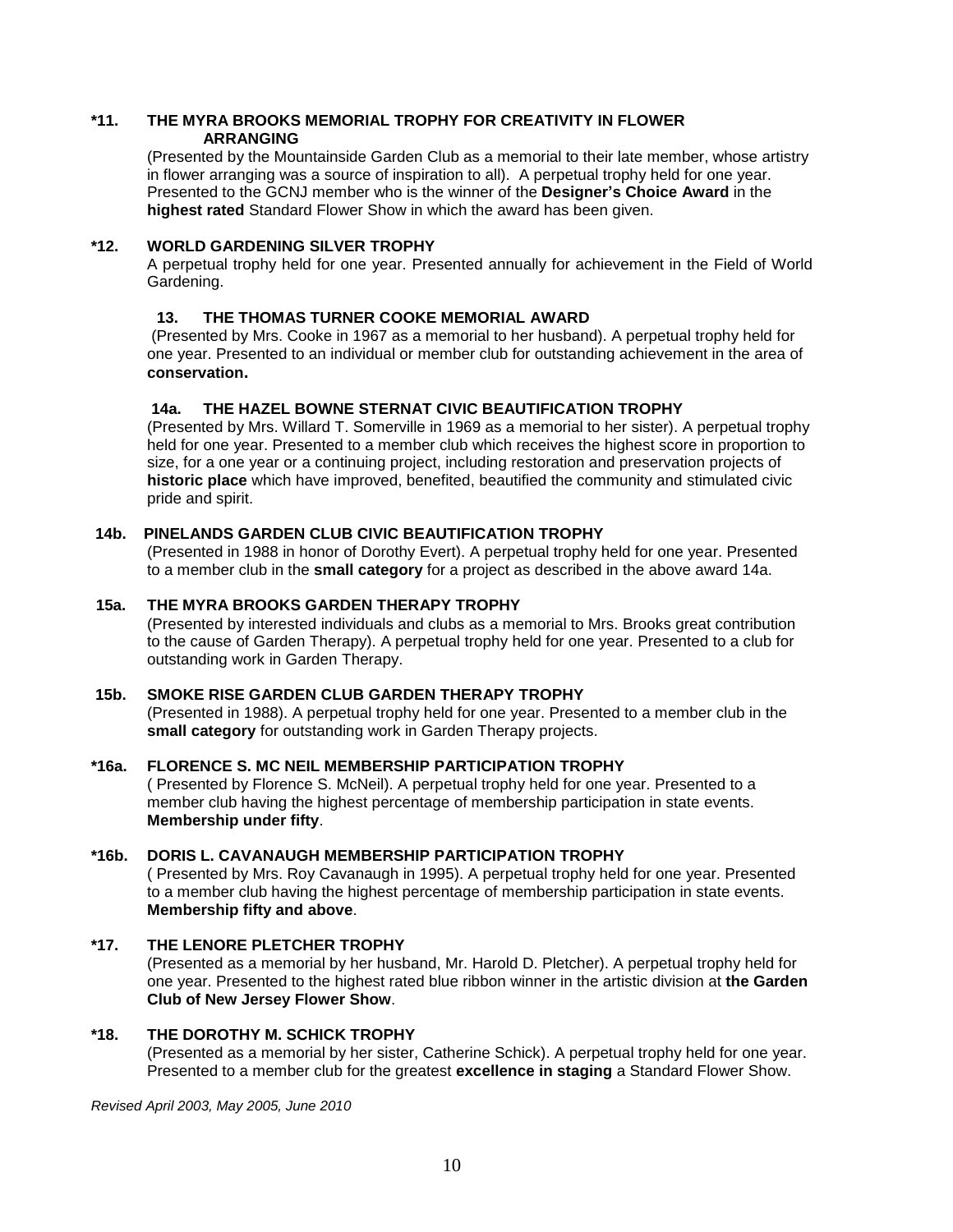**\*11. THE MYRA BROOKS MEMORIAL TROPHY FOR CREATIVITY IN FLOWER ARRANGING**

(Presented by the Mountainside Garden Club as a memorial to their late member, whose artistry in flower arranging was a source of inspiration to all). A perpetual trophy held for one year. Presented to the GCNJ member who is the winner of the **Designer's Choice Award** in the **highest rated** Standard Flower Show in which the award has been given.

**\*12. WORLD GARDENING SILVER TROPHY**

A perpetual trophy held for one year. Presented annually for achievement in the Field of World Gardening.

**13. THE THOMAS TURNER COOKE MEMORIAL AWARD**

(Presented by Mrs. Cooke in 1967 as a memorial to her husband). A perpetual trophy held for one year. Presented to an individual or member club for outstanding achievement in the area of **conservation.**

**14a. THE HAZEL BOWNE STERNAT CIVIC BEAUTIFICATION TROPHY**

(Presented by Mrs. Willard T. Somerville in 1969 as a memorial to her sister). A perpetual trophy held for one year. Presented to a member club which receives the highest score in proportion to size, for a one year or a continuing project, including restoration and preservation projects of **historic place** which have improved, benefited, beautified the community and stimulated civic pride and spirit.

**14b. PINELANDS GARDEN CLUB CIVIC BEAUTIFICATION TROPHY**

(Presented in 1988 in honor of Dorothy Evert). A perpetual trophy held for one year. Presented to a member club in the **small category** for a project as described in the above award 14a.

**15a. THE MYRA BROOKS GARDEN THERAPY TROPHY**

(Presented by interested individuals and clubs as a memorial to Mrs. Brooks great contribution to the cause of Garden Therapy). A perpetual trophy held for one year. Presented to a club for outstanding work in Garden Therapy.

**15b. SMOKE RISE GARDEN CLUB GARDEN THERAPY TROPHY**

(Presented in 1988). A perpetual trophy held for one year. Presented to a member club in the **small category** for outstanding work in Garden Therapy projects.

**\*16a. FLORENCE S. MC NEIL MEMBERSHIP PARTICIPATION TROPHY**

( Presented by Florence S. McNeil). A perpetual trophy held for one year. Presented to a member club having the highest percentage of membership participation in state events. **Membership under fifty**.

**\*16b. DORIS L. CAVANAUGH MEMBERSHIP PARTICIPATION TROPHY**

( Presented by Mrs. Roy Cavanaugh in 1995). A perpetual trophy held for one year. Presented to a member club having the highest percentage of membership participation in state events. **Membership fifty and above**.

**\*17. THE LENORE PLETCHER TROPHY**

(Presented as a memorial by her husband, Mr. Harold D. Pletcher). A perpetual trophy held for one year. Presented to the highest rated blue ribbon winner in the artistic division at **the Garden Club of New Jersey Flower Show**.

**\*18. THE DOROTHY M. SCHICK TROPHY**

(Presented as a memorial by her sister, Catherine Schick). A perpetual trophy held for one year. Presented to a member club for the greatest **excellence in staging** a Standard Flower Show.

*Revised April 2003, May 2005, June 2010*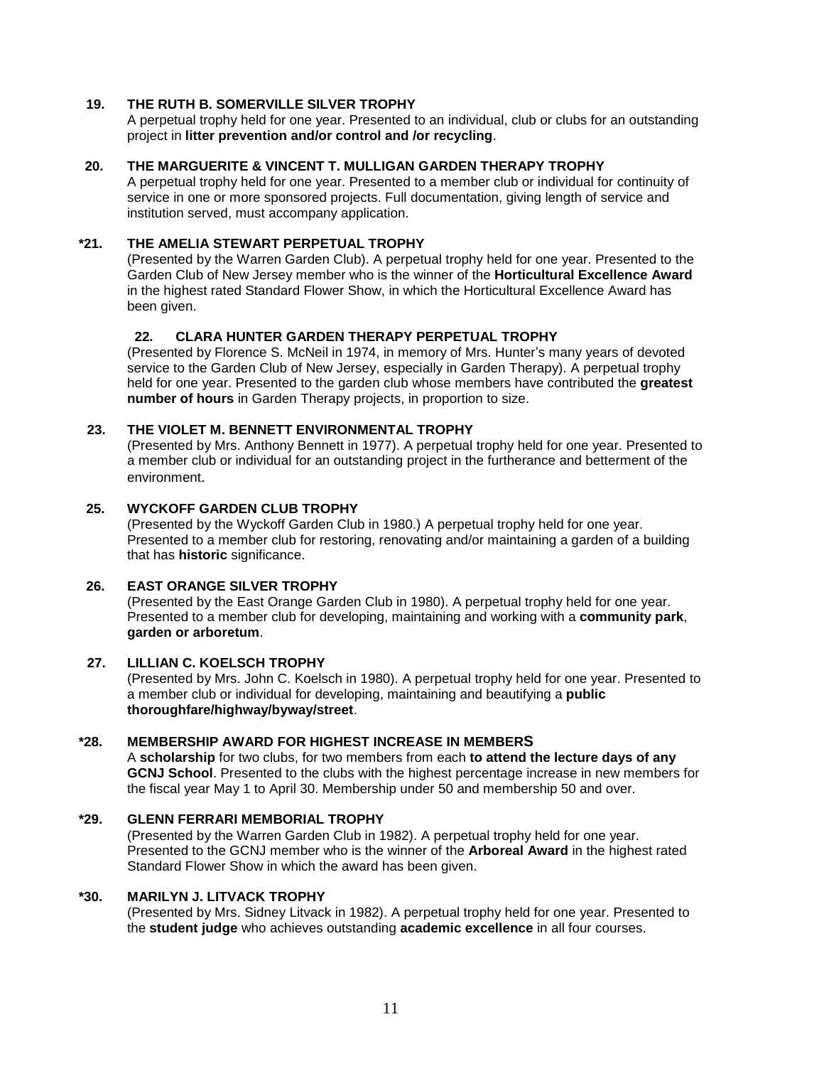**19. THE RUTH B. SOMERVILLE SILVER TROPHY**

A perpetual trophy held for one year. Presented to an individual, club or clubs for an outstanding project in **litter prevention and/or control and /or recycling**.

**20. THE MARGUERITE & VINCENT T. MULLIGAN GARDEN THERAPY TROPHY**

A perpetual trophy held for one year. Presented to a member club or individual for continuity of service in one or more sponsored projects. Full documentation, giving length of service and institution served, must accompany application.

**\*21. THE AMELIA STEWART PERPETUAL TROPHY**

(Presented by the Warren Garden Club). A perpetual trophy held for one year. Presented to the Garden Club of New Jersey member who is the winner of the **Horticultural Excellence Award** in the highest rated Standard Flower Show, in which the Horticultural Excellence Award has been given.

**22. CLARA HUNTER GARDEN THERAPY PERPETUAL TROPHY**

(Presented by Florence S. McNeil in 1974, in memory of Mrs. Hunter's many years of devoted service to the Garden Club of New Jersey, especially in Garden Therapy). A perpetual trophy held for one year. Presented to the garden club whose members have contributed the **greatest number of hours** in Garden Therapy projects, in proportion to size.

**23. THE VIOLET M. BENNETT ENVIRONMENTAL TROPHY**

(Presented by Mrs. Anthony Bennett in 1977). A perpetual trophy held for one year. Presented to a member club or individual for an outstanding project in the furtherance and betterment of the environment.

**25. WYCKOFF GARDEN CLUB TROPHY**

(Presented by the Wyckoff Garden Club in 1980.) A perpetual trophy held for one year. Presented to a member club for restoring, renovating and/or maintaining a garden of a building that has **historic** significance.

**26. EAST ORANGE SILVER TROPHY**

(Presented by the East Orange Garden Club in 1980). A perpetual trophy held for one year. Presented to a member club for developing, maintaining and working with a **community park**, **garden or arboretum**.

**27. LILLIAN C. KOELSCH TROPHY**

(Presented by Mrs. John C. Koelsch in 1980). A perpetual trophy held for one year. Presented to a member club or individual for developing, maintaining and beautifying a **public thoroughfare/highway/byway/street**.

**\*28. MEMBERSHIP AWARD FOR HIGHEST INCREASE IN MEMBERS**

A **scholarship** for two clubs, for two members from each **to attend the lecture days of any GCNJ School**. Presented to the clubs with the highest percentage increase in new members for the fiscal year May 1 to April 30. Membership under 50 and membership 50 and over.

**\*29. GLENN FERRARI MEMBORIAL TROPHY**

(Presented by the Warren Garden Club in 1982). A perpetual trophy held for one year. Presented to the GCNJ member who is the winner of the **Arboreal Award** in the highest rated Standard Flower Show in which the award has been given.

**\*30. MARILYN J. LITVACK TROPHY**

(Presented by Mrs. Sidney Litvack in 1982). A perpetual trophy held for one year. Presented to the **student judge** who achieves outstanding **academic excellence** in all four courses.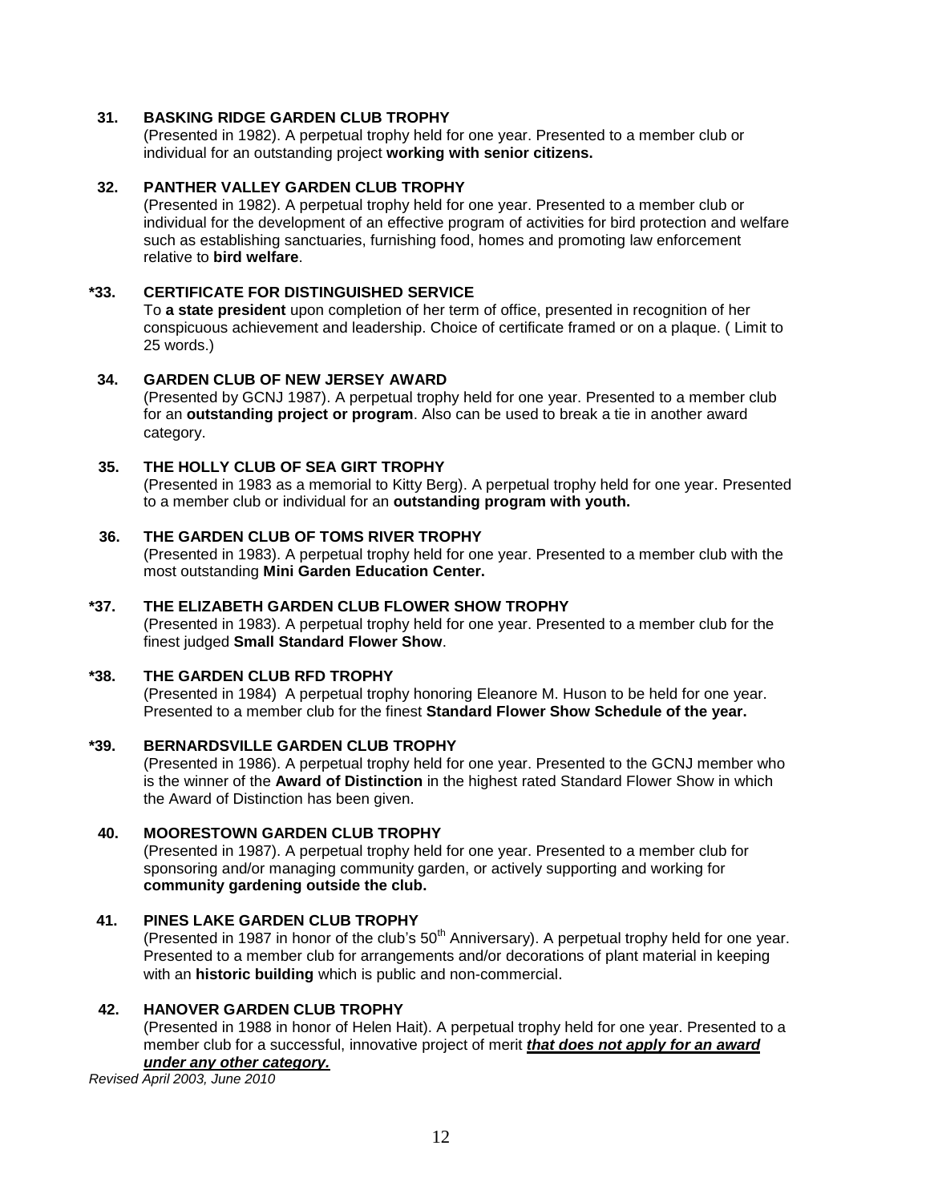**31. BASKING RIDGE GARDEN CLUB TROPHY**

(Presented in 1982). A perpetual trophy held for one year. Presented to a member club or individual for an outstanding project **working with senior citizens.**

**32. PANTHER VALLEY GARDEN CLUB TROPHY**

(Presented in 1982). A perpetual trophy held for one year. Presented to a member club or individual for the development of an effective program of activities for bird protection and welfare such as establishing sanctuaries, furnishing food, homes and promoting law enforcement relative to **bird welfare**.

**\*33. CERTIFICATE FOR DISTINGUISHED SERVICE**

To **a state president** upon completion of her term of office, presented in recognition of her conspicuous achievement and leadership. Choice of certificate framed or on a plaque. ( Limit to 25 words.)

**34. GARDEN CLUB OF NEW JERSEY AWARD**

(Presented by GCNJ 1987). A perpetual trophy held for one year. Presented to a member club for an **outstanding project or program**. Also can be used to break a tie in another award category.

**35. THE HOLLY CLUB OF SEA GIRT TROPHY**

(Presented in 1983 as a memorial to Kitty Berg). A perpetual trophy held for one year. Presented to a member club or individual for an **outstanding program with youth.**

**36. THE GARDEN CLUB OF TOMS RIVER TROPHY**

(Presented in 1983). A perpetual trophy held for one year. Presented to a member club with the most outstanding **Mini Garden Education Center.**

**\*37. THE ELIZABETH GARDEN CLUB FLOWER SHOW TROPHY**

(Presented in 1983). A perpetual trophy held for one year. Presented to a member club for the finest judged **Small Standard Flower Show**.

**\*38. THE GARDEN CLUB RFD TROPHY**

(Presented in 1984) A perpetual trophy honoring Eleanore M. Huson to be held for one year. Presented to a member club for the finest **Standard Flower Show Schedule of the year.**

**\*39. BERNARDSVILLE GARDEN CLUB TROPHY**

(Presented in 1986). A perpetual trophy held for one year. Presented to the GCNJ member who is the winner of the **Award of Distinction** in the highest rated Standard Flower Show in which the Award of Distinction has been given.

**40. MOORESTOWN GARDEN CLUB TROPHY**

(Presented in 1987). A perpetual trophy held for one year. Presented to a member club for sponsoring and/or managing community garden, or actively supporting and working for **community gardening outside the club.**

**41. PINES LAKE GARDEN CLUB TROPHY**

(Presented in 1987 in honor of the club's 50th Anniversary). A perpetual trophy held for one year. Presented to a member club for arrangements and/or decorations of plant material in keeping with an **historic building** which is public and non-commercial.

**42. HANOVER GARDEN CLUB TROPHY**

(Presented in 1988 in honor of Helen Hait). A perpetual trophy held for one year. Presented to a member club for a successful, innovative project of merit ***that does not apply for an award under any other category.***

*Revised April 2003, June 2010*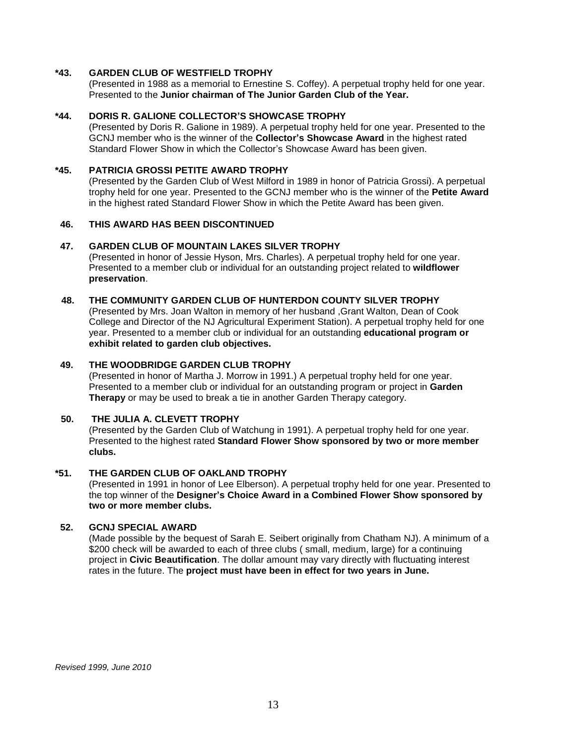**\*43. GARDEN CLUB OF WESTFIELD TROPHY**

(Presented in 1988 as a memorial to Ernestine S. Coffey). A perpetual trophy held for one year. Presented to the **Junior chairman of The Junior Garden Club of the Year.**

**\*44. DORIS R. GALIONE COLLECTOR'S SHOWCASE TROPHY**

(Presented by Doris R. Galione in 1989). A perpetual trophy held for one year. Presented to the GCNJ member who is the winner of the **Collector's Showcase Award** in the highest rated Standard Flower Show in which the Collector's Showcase Award has been given.

**\*45. PATRICIA GROSSI PETITE AWARD TROPHY**

(Presented by the Garden Club of West Milford in 1989 in honor of Patricia Grossi). A perpetual trophy held for one year. Presented to the GCNJ member who is the winner of the **Petite Award** in the highest rated Standard Flower Show in which the Petite Award has been given.

**46. THIS AWARD HAS BEEN DISCONTINUED**

**47. GARDEN CLUB OF MOUNTAIN LAKES SILVER TROPHY**

(Presented in honor of Jessie Hyson, Mrs. Charles). A perpetual trophy held for one year. Presented to a member club or individual for an outstanding project related to **wildflower preservation**.

**48. THE COMMUNITY GARDEN CLUB OF HUNTERDON COUNTY SILVER TROPHY**

(Presented by Mrs. Joan Walton in memory of her husband ,Grant Walton, Dean of Cook College and Director of the NJ Agricultural Experiment Station). A perpetual trophy held for one year. Presented to a member club or individual for an outstanding **educational program or exhibit related to garden club objectives.**

**49. THE WOODBRIDGE GARDEN CLUB TROPHY**

(Presented in honor of Martha J. Morrow in 1991.) A perpetual trophy held for one year. Presented to a member club or individual for an outstanding program or project in **Garden Therapy** or may be used to break a tie in another Garden Therapy category.

**50. THE JULIA A. CLEVETT TROPHY**

(Presented by the Garden Club of Watchung in 1991). A perpetual trophy held for one year. Presented to the highest rated **Standard Flower Show sponsored by two or more member clubs.**

**\*51. THE GARDEN CLUB OF OAKLAND TROPHY**

(Presented in 1991 in honor of Lee Elberson). A perpetual trophy held for one year. Presented to the top winner of the **Designer's Choice Award in a Combined Flower Show sponsored by two or more member clubs.**

**52. GCNJ SPECIAL AWARD**

(Made possible by the bequest of Sarah E. Seibert originally from Chatham NJ). A minimum of a $200 check will be awarded to each of three clubs ( small, medium, large) for a continuing project in **Civic Beautification**. The dollar amount may vary directly with fluctuating interest rates in the future. The **project must have been in effect for two years in June.**

*Revised 1999, June 2010*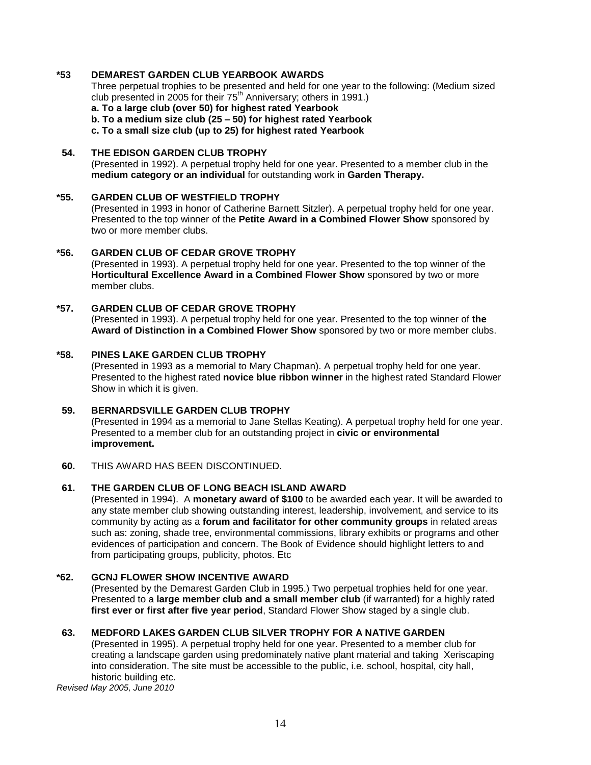**\*53 DEMAREST GARDEN CLUB YEARBOOK AWARDS**

Three perpetual trophies to be presented and held for one year to the following: (Medium sized club presented in 2005 for their 75th Anniversary; others in 1991.)

**a. To a large club (over 50) for highest rated Yearbook**
**b. To a medium size club (25 – 50) for highest rated Yearbook**
**c. To a small size club (up to 25) for highest rated Yearbook**

**54. THE EDISON GARDEN CLUB TROPHY**

(Presented in 1992). A perpetual trophy held for one year. Presented to a member club in the **medium category or an individual** for outstanding work in **Garden Therapy.**

**\*55. GARDEN CLUB OF WESTFIELD TROPHY**

(Presented in 1993 in honor of Catherine Barnett Sitzler). A perpetual trophy held for one year. Presented to the top winner of the **Petite Award in a Combined Flower Show** sponsored by two or more member clubs.

**\*56. GARDEN CLUB OF CEDAR GROVE TROPHY**

(Presented in 1993). A perpetual trophy held for one year. Presented to the top winner of the **Horticultural Excellence Award in a Combined Flower Show** sponsored by two or more member clubs.

**\*57. GARDEN CLUB OF CEDAR GROVE TROPHY**

(Presented in 1993). A perpetual trophy held for one year. Presented to the top winner of **the Award of Distinction in a Combined Flower Show** sponsored by two or more member clubs.

**\*58. PINES LAKE GARDEN CLUB TROPHY**

(Presented in 1993 as a memorial to Mary Chapman). A perpetual trophy held for one year. Presented to the highest rated **novice blue ribbon winner** in the highest rated Standard Flower Show in which it is given.

**59. BERNARDSVILLE GARDEN CLUB TROPHY**

(Presented in 1994 as a memorial to Jane Stellas Keating). A perpetual trophy held for one year. Presented to a member club for an outstanding project in **civic or environmental improvement.**

**60.** THIS AWARD HAS BEEN DISCONTINUED.

**61. THE GARDEN CLUB OF LONG BEACH ISLAND AWARD**

(Presented in 1994). A **monetary award of $100** to be awarded each year. It will be awarded to any state member club showing outstanding interest, leadership, involvement, and service to its community by acting as a **forum and facilitator for other community groups** in related areas such as: zoning, shade tree, environmental commissions, library exhibits or programs and other evidences of participation and concern. The Book of Evidence should highlight letters to and from participating groups, publicity, photos. Etc

**\*62. GCNJ FLOWER SHOW INCENTIVE AWARD**

(Presented by the Demarest Garden Club in 1995.) Two perpetual trophies held for one year. Presented to a **large member club and a small member club** (if warranted) for a highly rated **first ever or first after five year period**, Standard Flower Show staged by a single club.

**63. MEDFORD LAKES GARDEN CLUB SILVER TROPHY FOR A NATIVE GARDEN**

(Presented in 1995). A perpetual trophy held for one year. Presented to a member club for creating a landscape garden using predominately native plant material and taking Xeriscaping into consideration. The site must be accessible to the public, i.e. school, hospital, city hall, historic building etc.

*Revised May 2005, June 2010*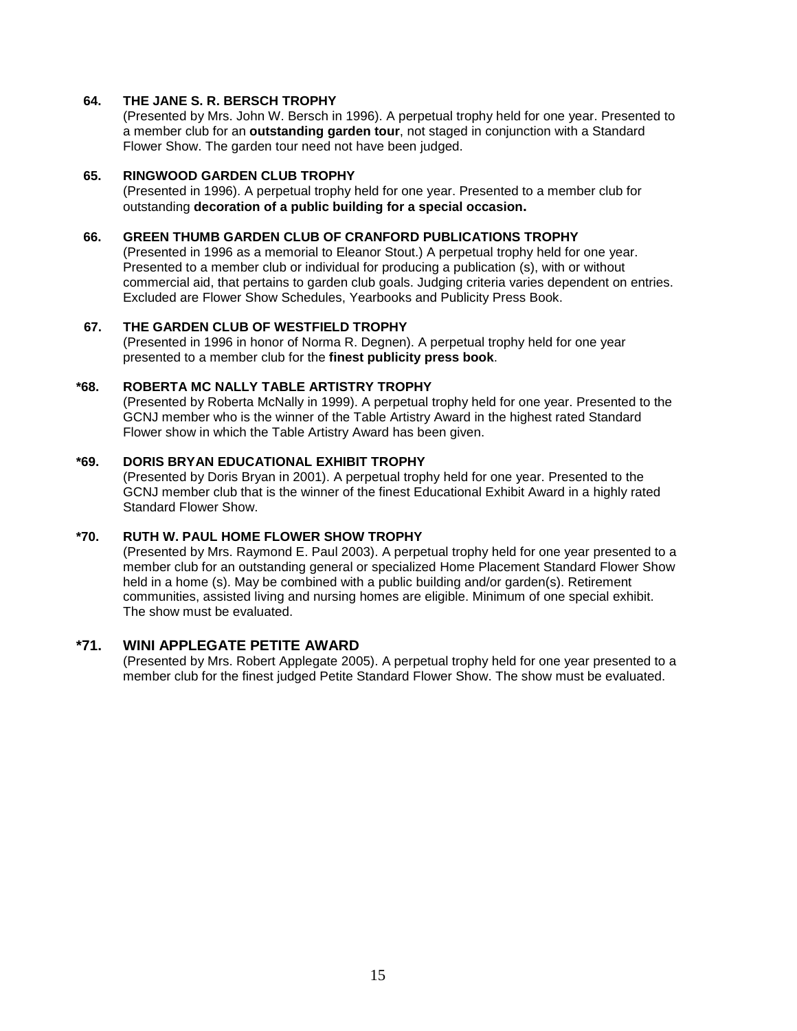**64. THE JANE S. R. BERSCH TROPHY**

(Presented by Mrs. John W. Bersch in 1996). A perpetual trophy held for one year. Presented to a member club for an **outstanding garden tour**, not staged in conjunction with a Standard Flower Show. The garden tour need not have been judged.

**65. RINGWOOD GARDEN CLUB TROPHY**

(Presented in 1996). A perpetual trophy held for one year. Presented to a member club for outstanding **decoration of a public building for a special occasion.**

**66. GREEN THUMB GARDEN CLUB OF CRANFORD PUBLICATIONS TROPHY**

(Presented in 1996 as a memorial to Eleanor Stout.) A perpetual trophy held for one year. Presented to a member club or individual for producing a publication (s), with or without commercial aid, that pertains to garden club goals. Judging criteria varies dependent on entries. Excluded are Flower Show Schedules, Yearbooks and Publicity Press Book.

**67. THE GARDEN CLUB OF WESTFIELD TROPHY**

(Presented in 1996 in honor of Norma R. Degnen). A perpetual trophy held for one year presented to a member club for the **finest publicity press book**.

**\*68. ROBERTA MC NALLY TABLE ARTISTRY TROPHY**

(Presented by Roberta McNally in 1999). A perpetual trophy held for one year. Presented to the GCNJ member who is the winner of the Table Artistry Award in the highest rated Standard Flower show in which the Table Artistry Award has been given.

**\*69. DORIS BRYAN EDUCATIONAL EXHIBIT TROPHY**

(Presented by Doris Bryan in 2001). A perpetual trophy held for one year. Presented to the GCNJ member club that is the winner of the finest Educational Exhibit Award in a highly rated Standard Flower Show.

**\*70. RUTH W. PAUL HOME FLOWER SHOW TROPHY**

(Presented by Mrs. Raymond E. Paul 2003). A perpetual trophy held for one year presented to a member club for an outstanding general or specialized Home Placement Standard Flower Show held in a home (s). May be combined with a public building and/or garden(s). Retirement communities, assisted living and nursing homes are eligible. Minimum of one special exhibit. The show must be evaluated.

**\*71. WINI APPLEGATE PETITE AWARD**

(Presented by Mrs. Robert Applegate 2005). A perpetual trophy held for one year presented to a member club for the finest judged Petite Standard Flower Show. The show must be evaluated.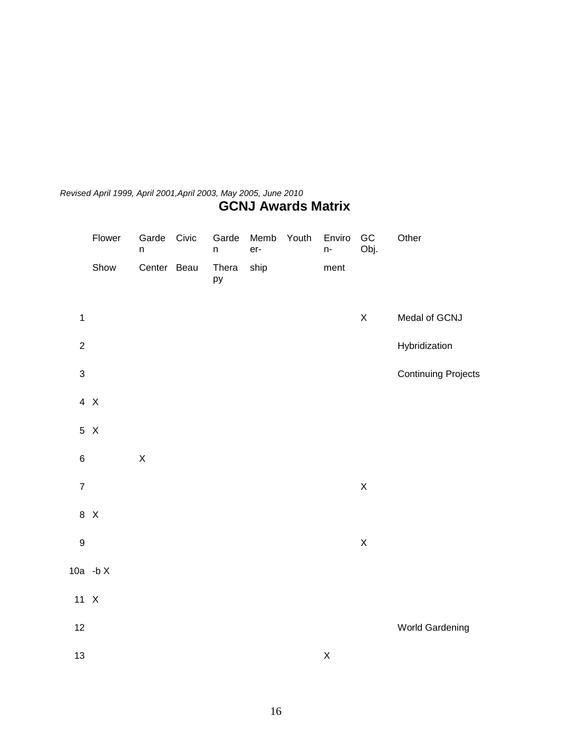*Revised April 1999, April 2001,April 2003, May 2005, June 2010*

# GCNJ Awards Matrix

| | Flower Show | Garden Center | Civic Beau | Garden Therapy | Member-ship | Youth | Environ-ment | GC Obj. | Other |
|---|---|---|---|---|---|---|---|---|---|
| 1 | | | | | | | | X | Medal of GCNJ |
| 2 | | | | | | | | | Hybridization |
| 3 | | | | | | | | | Continuing Projects |
| 4 | X | | | | | | | | |
| 5 | X | | | | | | | | |
| 6 | | X | | | | | | | |
| 7 | | | | | | | | X | |
| 8 | X | | | | | | | | |
| 9 | | | | | | | | X | |
| 10a -b | X | | | | | | | | |
| 11 | X | | | | | | | | |
| 12 | | | | | | | | | World Gardening |
| 13 | | | | | | | X | | |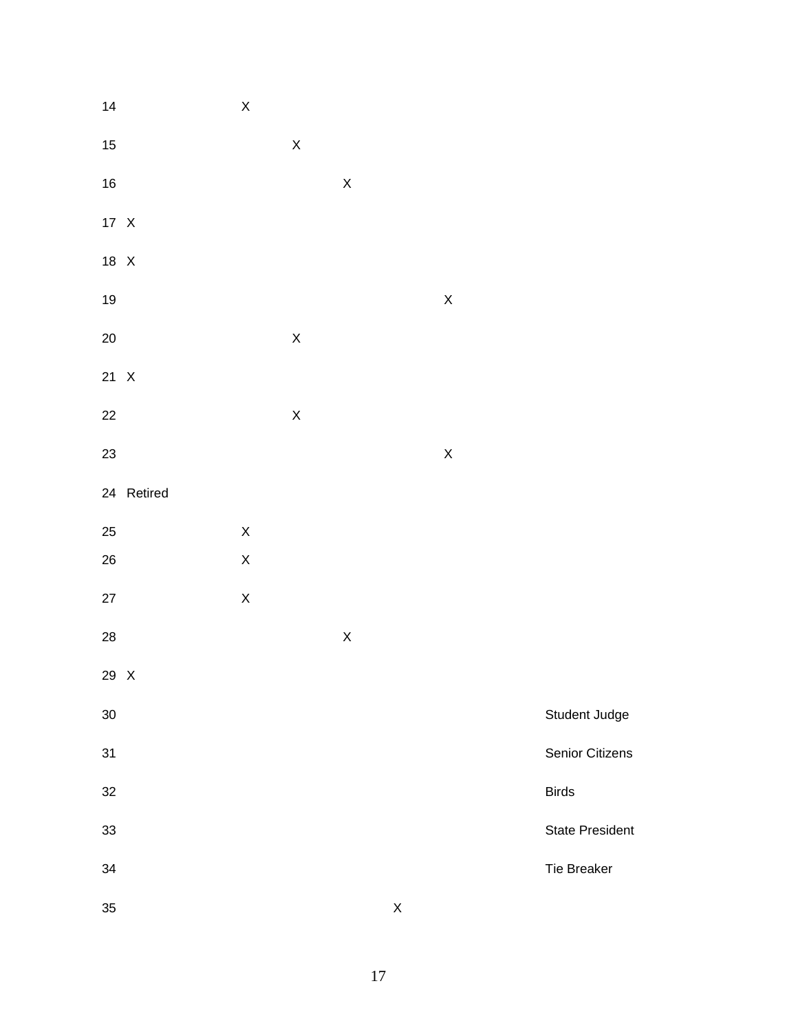| | | | | | | | |
|---|---|---|---|---|---|---|---|
| 14 | | X | | | | | |
| 15 | | | X | | | | |
| 16 | | | | X | | | |
| 17 | X | | | | | | |
| 18 | X | | | | | | |
| 19 | | | | | | X | |
| 20 | | | X | | | | |
| 21 | X | | | | | | |
| 22 | | | X | | | | |
| 23 | | | | | | X | |
| 24 | Retired | | | | | | |
| 25 | | X | | | | | |
| 26 | | X | | | | | |
| 27 | | X | | | | | |
| 28 | | | | X | | | |
| 29 | X | | | | | | |
| 30 | | | | | | | Student Judge |
| 31 | | | | | | | Senior Citizens |
| 32 | | | | | | | Birds |
| 33 | | | | | | | State President |
| 34 | | | | | | | Tie Breaker |
| 35 | | | | | X | | |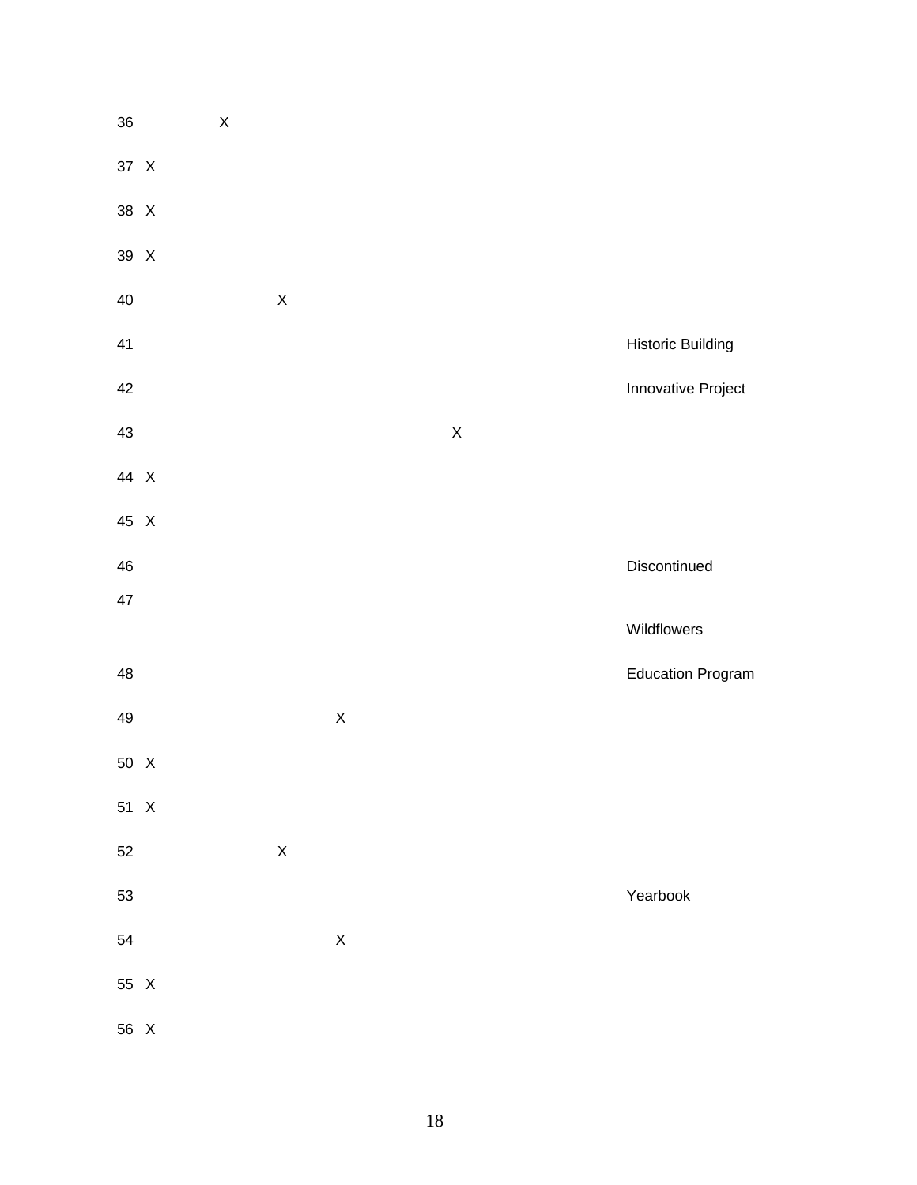| | | | | | | | |
|---|---|---|---|---|---|---|---|
| 36 | | X | | | | | |
| 37 | X | | | | | | |
| 38 | X | | | | | | |
| 39 | X | | | | | | |
| 40 | | | X | | | | |
| 41 | | | | | | | Historic Building |
| 42 | | | | | | | Innovative Project |
| 43 | | | | | | X | |
| 44 | X | | | | | | |
| 45 | X | | | | | | |
| 46 | | | | | | | Discontinued |
| 47 | | | | | | | Wildflowers |
| 48 | | | | | | | Education Program |
| 49 | | | | X | | | |
| 50 | X | | | | | | |
| 51 | X | | | | | | |
| 52 | | | X | | | | |
| 53 | | | | | | | Yearbook |
| 54 | | | | X | | | |
| 55 | X | | | | | | |
| 56 | X | | | | | | |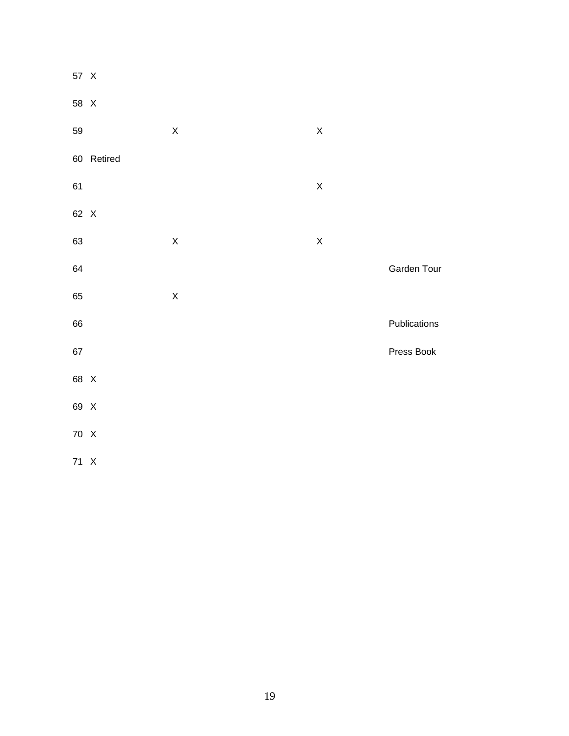| | | | | |
|---|---|---|---|---|
| 57 | X | | | |
| 58 | X | | | |
| 59 | | X | X | |
| 60 | Retired | | | |
| 61 | | | X | |
| 62 | X | | | |
| 63 | | X | X | |
| 64 | | | | Garden Tour |
| 65 | | X | | |
| 66 | | | | Publications |
| 67 | | | | Press Book |
| 68 | X | | | |
| 69 | X | | | |
| 70 | X | | | |
| 71 | X | | | |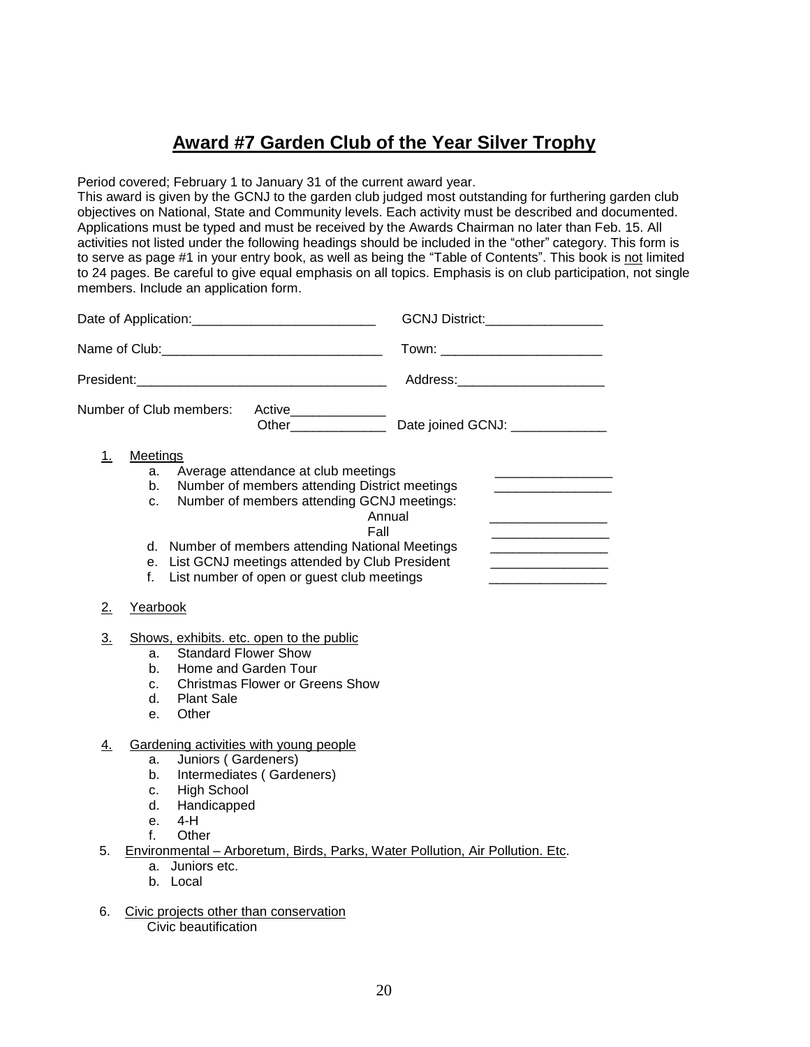# Award #7 Garden Club of the Year Silver Trophy

Period covered; February 1 to January 31 of the current award year.
This award is given by the GCNJ to the garden club judged most outstanding for furthering garden club objectives on National, State and Community levels. Each activity must be described and documented. Applications must be typed and must be received by the Awards Chairman no later than Feb. 15. All activities not listed under the following headings should be included in the "other" category. This form is to serve as page #1 in your entry book, as well as being the "Table of Contents". This book is not limited to 24 pages. Be careful to give equal emphasis on all topics. Emphasis is on club participation, not single members. Include an application form.

Date of Application:_________________________ GCNJ District:________________

Name of Club:______________________________ Town: ______________________

President:__________________________________ Address:____________________

Number of Club members: Active_____________
Other_____________ Date joined GCNJ: _____________

1. Meetings
   a. Average attendance at club meetings ________________
   b. Number of members attending District meetings ________________
   c. Number of members attending GCNJ meetings:
      Annual ________________
      Fall ________________
   d. Number of members attending National Meetings ________________
   e. List GCNJ meetings attended by Club President ________________
   f. List number of open or guest club meetings ________________

2. Yearbook

3. Shows, exhibits. etc. open to the public
   a. Standard Flower Show
   b. Home and Garden Tour
   c. Christmas Flower or Greens Show
   d. Plant Sale
   e. Other

4. Gardening activities with young people
   a. Juniors ( Gardeners)
   b. Intermediates ( Gardeners)
   c. High School
   d. Handicapped
   e. 4-H
   f. Other

5. Environmental – Arboretum, Birds, Parks, Water Pollution, Air Pollution. Etc.
   a. Juniors etc.
   b. Local

6. Civic projects other than conservation
   Civic beautification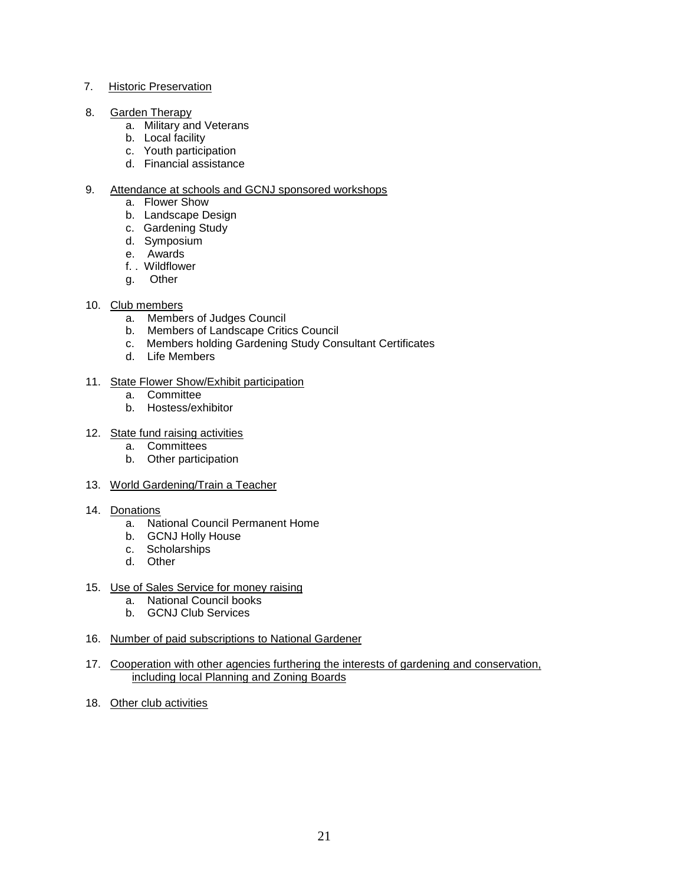7. <u>Historic Preservation</u>

8. <u>Garden Therapy</u>
   a. Military and Veterans
   b. Local facility
   c. Youth participation
   d. Financial assistance

9. <u>Attendance at schools and GCNJ sponsored workshops</u>
   a. Flower Show
   b. Landscape Design
   c. Gardening Study
   d. Symposium
   e. Awards
   f. . Wildflower
   g. Other

10. <u>Club members</u>
    a. Members of Judges Council
    b. Members of Landscape Critics Council
    c. Members holding Gardening Study Consultant Certificates
    d. Life Members

11. <u>State Flower Show/Exhibit participation</u>
    a. Committee
    b. Hostess/exhibitor

12. <u>State fund raising activities</u>
    a. Committees
    b. Other participation

13. <u>World Gardening/Train a Teacher</u>

14. <u>Donations</u>
    a. National Council Permanent Home
    b. GCNJ Holly House
    c. Scholarships
    d. Other

15. <u>Use of Sales Service for money raising</u>
    a. National Council books
    b. GCNJ Club Services

16. <u>Number of paid subscriptions to National Gardener</u>

17. <u>Cooperation with other agencies furthering the interests of gardening and conservation, including local Planning and Zoning Boards</u>

18. <u>Other club activities</u>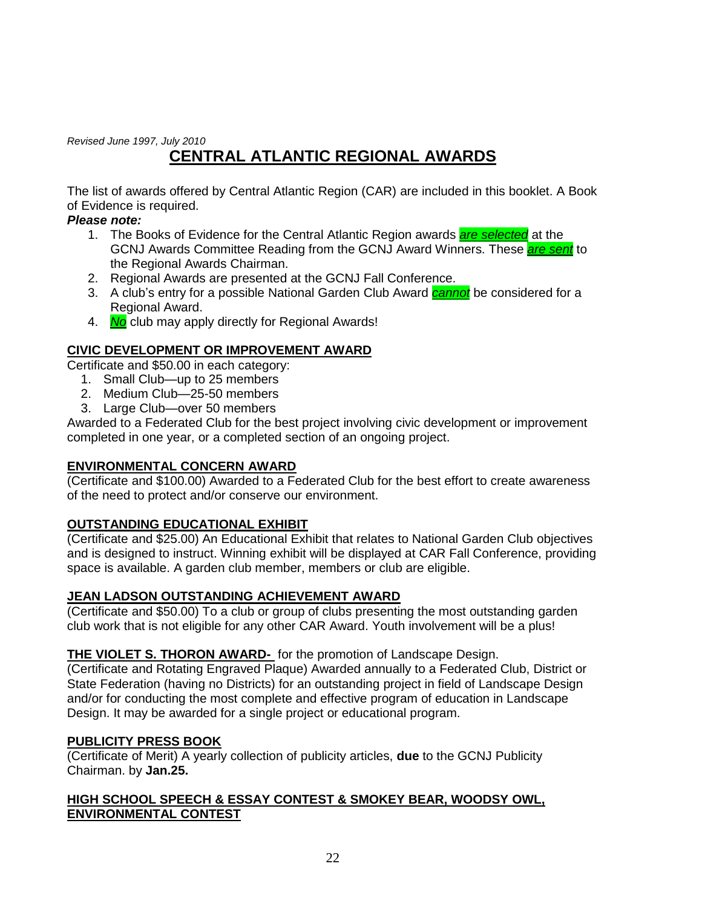*Revised June 1997, July 2010*

# CENTRAL ATLANTIC REGIONAL AWARDS

The list of awards offered by Central Atlantic Region (CAR) are included in this booklet. A Book of Evidence is required.

***Please note:***

1. The Books of Evidence for the Central Atlantic Region awards ***are selected*** at the GCNJ Awards Committee Reading from the GCNJ Award Winners. These ***are sent*** to the Regional Awards Chairman.
2. Regional Awards are presented at the GCNJ Fall Conference.
3. A club's entry for a possible National Garden Club Award ***cannot*** be considered for a Regional Award.
4. ***No*** club may apply directly for Regional Awards!

## CIVIC DEVELOPMENT OR IMPROVEMENT AWARD

Certificate and $50.00 in each category:

1. Small Club—up to 25 members
2. Medium Club—25-50 members
3. Large Club—over 50 members

Awarded to a Federated Club for the best project involving civic development or improvement completed in one year, or a completed section of an ongoing project.

## ENVIRONMENTAL CONCERN AWARD

(Certificate and $100.00) Awarded to a Federated Club for the best effort to create awareness of the need to protect and/or conserve our environment.

## OUTSTANDING EDUCATIONAL EXHIBIT

(Certificate and $25.00) An Educational Exhibit that relates to National Garden Club objectives and is designed to instruct. Winning exhibit will be displayed at CAR Fall Conference, providing space is available. A garden club member, members or club are eligible.

## JEAN LADSON OUTSTANDING ACHIEVEMENT AWARD

(Certificate and $50.00) To a club or group of clubs presenting the most outstanding garden club work that is not eligible for any other CAR Award. Youth involvement will be a plus!

## THE VIOLET S. THORON AWARD- for the promotion of Landscape Design.

(Certificate and Rotating Engraved Plaque) Awarded annually to a Federated Club, District or State Federation (having no Districts) for an outstanding project in field of Landscape Design and/or for conducting the most complete and effective program of education in Landscape Design. It may be awarded for a single project or educational program.

## PUBLICITY PRESS BOOK

(Certificate of Merit) A yearly collection of publicity articles, **due** to the GCNJ Publicity Chairman. by **Jan.25.**

## HIGH SCHOOL SPEECH & ESSAY CONTEST & SMOKEY BEAR, WOODSY OWL, ENVIRONMENTAL CONTEST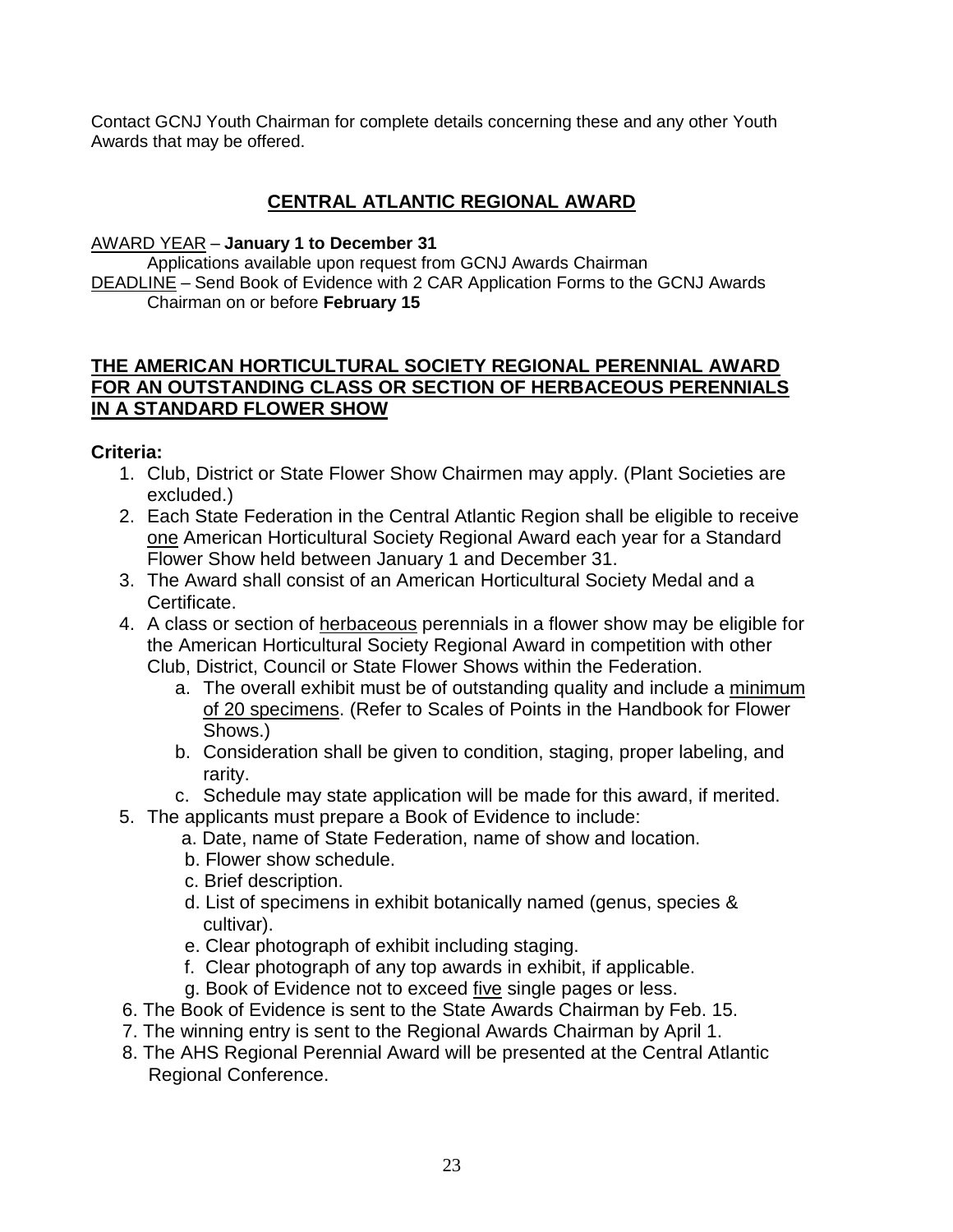Contact GCNJ Youth Chairman for complete details concerning these and any other Youth Awards that may be offered.

## CENTRAL ATLANTIC REGIONAL AWARD

AWARD YEAR – **January 1 to December 31**

Applications available upon request from GCNJ Awards Chairman

DEADLINE – Send Book of Evidence with 2 CAR Application Forms to the GCNJ Awards Chairman on or before **February 15**

## THE AMERICAN HORTICULTURAL SOCIETY REGIONAL PERENNIAL AWARD FOR AN OUTSTANDING CLASS OR SECTION OF HERBACEOUS PERENNIALS IN A STANDARD FLOWER SHOW

**Criteria:**

1. Club, District or State Flower Show Chairmen may apply. (Plant Societies are excluded.)
2. Each State Federation in the Central Atlantic Region shall be eligible to receive one American Horticultural Society Regional Award each year for a Standard Flower Show held between January 1 and December 31.
3. The Award shall consist of an American Horticultural Society Medal and a Certificate.
4. A class or section of herbaceous perennials in a flower show may be eligible for the American Horticultural Society Regional Award in competition with other Club, District, Council or State Flower Shows within the Federation.
   a. The overall exhibit must be of outstanding quality and include a minimum of 20 specimens. (Refer to Scales of Points in the Handbook for Flower Shows.)
   b. Consideration shall be given to condition, staging, proper labeling, and rarity.
   c. Schedule may state application will be made for this award, if merited.
5. The applicants must prepare a Book of Evidence to include:
   a. Date, name of State Federation, name of show and location.
   b. Flower show schedule.
   c. Brief description.
   d. List of specimens in exhibit botanically named (genus, species & cultivar).
   e. Clear photograph of exhibit including staging.
   f. Clear photograph of any top awards in exhibit, if applicable.
   g. Book of Evidence not to exceed five single pages or less.
6. The Book of Evidence is sent to the State Awards Chairman by Feb. 15.
7. The winning entry is sent to the Regional Awards Chairman by April 1.
8. The AHS Regional Perennial Award will be presented at the Central Atlantic Regional Conference.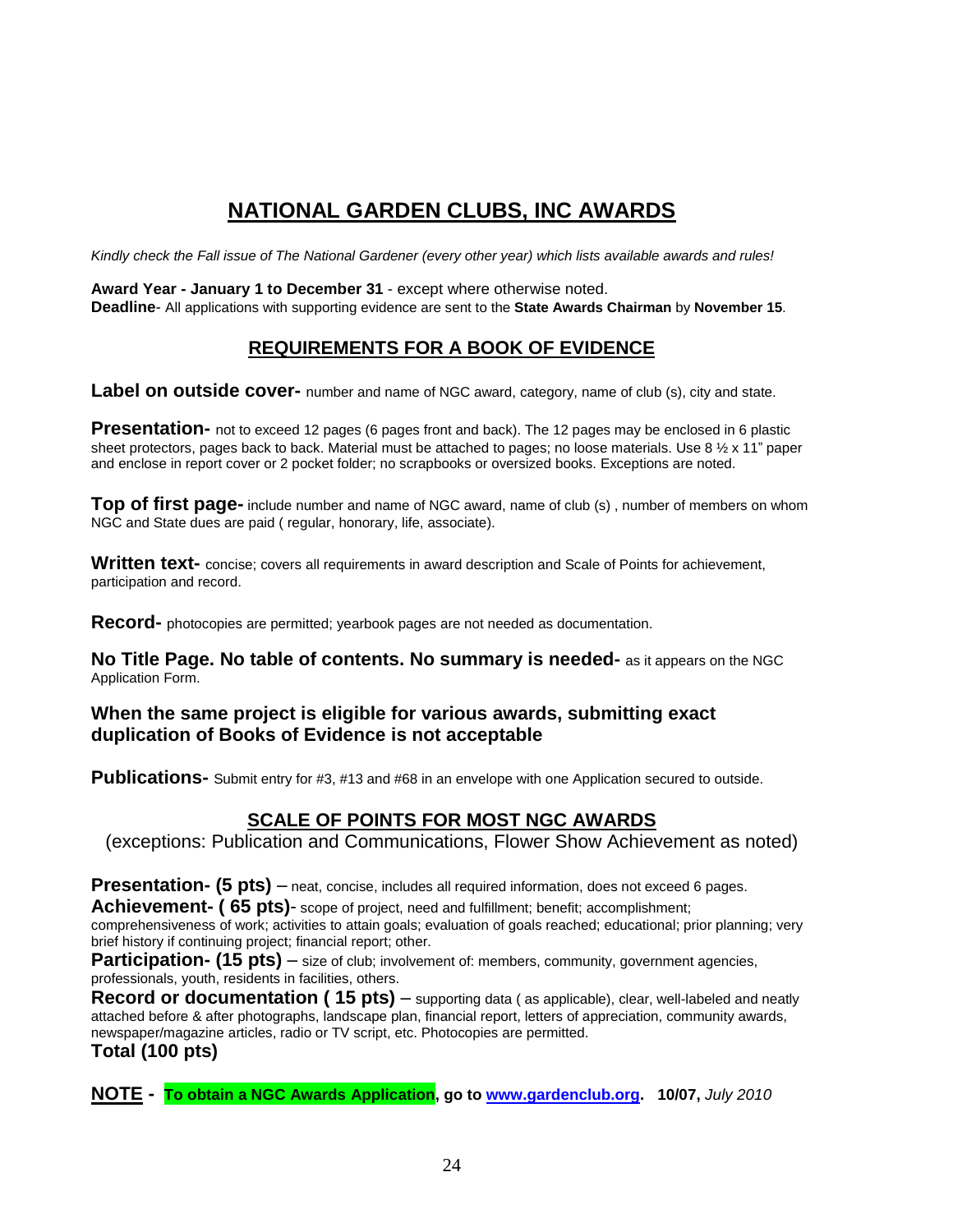# NATIONAL GARDEN CLUBS, INC AWARDS

*Kindly check the Fall issue of The National Gardener (every other year) which lists available awards and rules!*

**Award Year - January 1 to December 31** - except where otherwise noted.
**Deadline**- All applications with supporting evidence are sent to the **State Awards Chairman** by **November 15**.

## REQUIREMENTS FOR A BOOK OF EVIDENCE

**Label on outside cover-** number and name of NGC award, category, name of club (s), city and state.

**Presentation-** not to exceed 12 pages (6 pages front and back). The 12 pages may be enclosed in 6 plastic sheet protectors, pages back to back. Material must be attached to pages; no loose materials. Use 8 ½ x 11" paper and enclose in report cover or 2 pocket folder; no scrapbooks or oversized books. Exceptions are noted.

**Top of first page-** include number and name of NGC award, name of club (s) , number of members on whom NGC and State dues are paid ( regular, honorary, life, associate).

**Written text-** concise; covers all requirements in award description and Scale of Points for achievement, participation and record.

**Record-** photocopies are permitted; yearbook pages are not needed as documentation.

**No Title Page. No table of contents. No summary is needed-** as it appears on the NGC Application Form.

**When the same project is eligible for various awards, submitting exact duplication of Books of Evidence is not acceptable**

**Publications-** Submit entry for #3, #13 and #68 in an envelope with one Application secured to outside.

## SCALE OF POINTS FOR MOST NGC AWARDS

(exceptions: Publication and Communications, Flower Show Achievement as noted)

**Presentation- (5 pts)** – neat, concise, includes all required information, does not exceed 6 pages.
**Achievement- ( 65 pts)**- scope of project, need and fulfillment; benefit; accomplishment; comprehensiveness of work; activities to attain goals; evaluation of goals reached; educational; prior planning; very brief history if continuing project; financial report; other.
**Participation- (15 pts)** – size of club; involvement of: members, community, government agencies, professionals, youth, residents in facilities, others.
**Record or documentation ( 15 pts)** – supporting data ( as applicable), clear, well-labeled and neatly attached before & after photographs, landscape plan, financial report, letters of appreciation, community awards, newspaper/magazine articles, radio or TV script, etc. Photocopies are permitted.
**Total (100 pts)**

**NOTE - To obtain a NGC Awards Application, go to [www.gardenclub.org](www.gardenclub.org). 10/07,** *July 2010*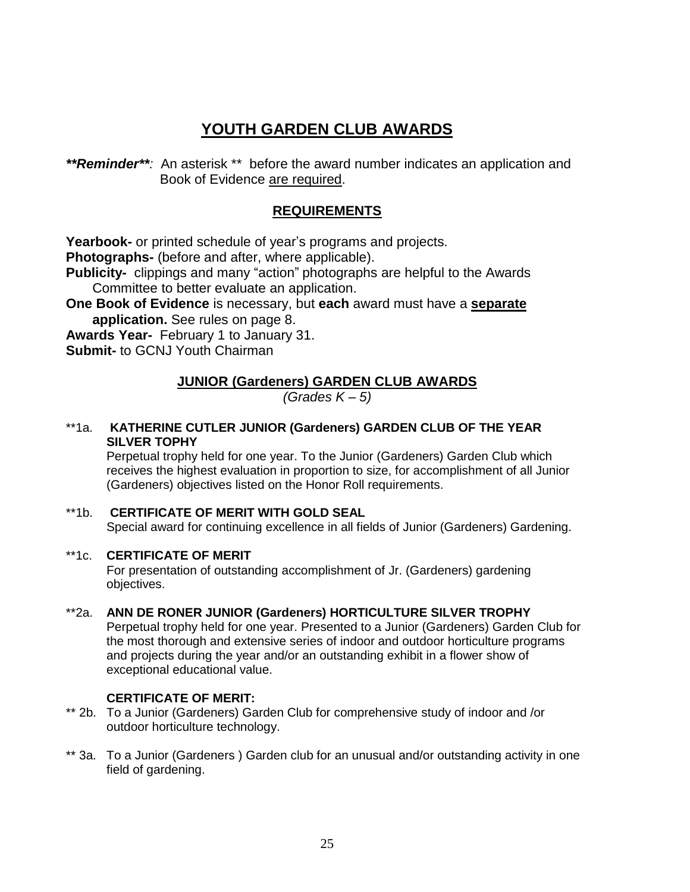# YOUTH GARDEN CLUB AWARDS

***\*Reminder\*\****: An asterisk ** before the award number indicates an application and Book of Evidence are required.

## REQUIREMENTS

**Yearbook-** or printed schedule of year's programs and projects.
**Photographs-** (before and after, where applicable).
**Publicity-** clippings and many "action" photographs are helpful to the Awards Committee to better evaluate an application.
**One Book of Evidence** is necessary, but **each** award must have a **separate application.** See rules on page 8.
**Awards Year-** February 1 to January 31.
**Submit-** to GCNJ Youth Chairman

## JUNIOR (Gardeners) GARDEN CLUB AWARDS

*(Grades K – 5)*

**1a. **KATHERINE CUTLER JUNIOR (Gardeners) GARDEN CLUB OF THE YEAR SILVER TOPHY**
Perpetual trophy held for one year. To the Junior (Gardeners) Garden Club which receives the highest evaluation in proportion to size, for accomplishment of all Junior (Gardeners) objectives listed on the Honor Roll requirements.

**1b. **CERTIFICATE OF MERIT WITH GOLD SEAL**
Special award for continuing excellence in all fields of Junior (Gardeners) Gardening.

**1c. **CERTIFICATE OF MERIT**
For presentation of outstanding accomplishment of Jr. (Gardeners) gardening objectives.

**2a. **ANN DE RONER JUNIOR (Gardeners) HORTICULTURE SILVER TROPHY**
Perpetual trophy held for one year. Presented to a Junior (Gardeners) Garden Club for the most thorough and extensive series of indoor and outdoor horticulture programs and projects during the year and/or an outstanding exhibit in a flower show of exceptional educational value.

**CERTIFICATE OF MERIT:**

** 2b. To a Junior (Gardeners) Garden Club for comprehensive study of indoor and /or outdoor horticulture technology.

** 3a. To a Junior (Gardeners ) Garden club for an unusual and/or outstanding activity in one field of gardening.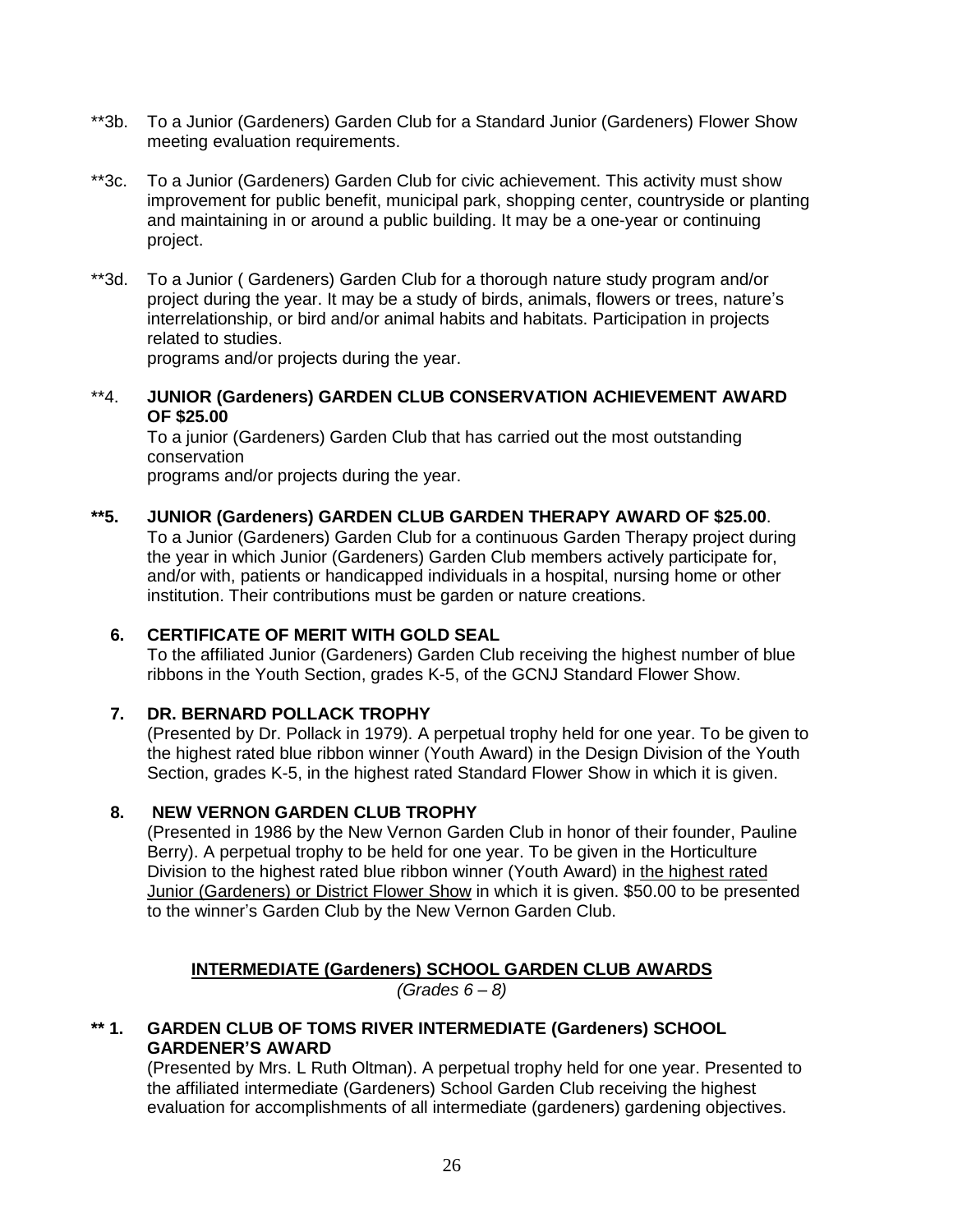**3b. To a Junior (Gardeners) Garden Club for a Standard Junior (Gardeners) Flower Show meeting evaluation requirements.

**3c. To a Junior (Gardeners) Garden Club for civic achievement. This activity must show improvement for public benefit, municipal park, shopping center, countryside or planting and maintaining in or around a public building. It may be a one-year or continuing project.

**3d. To a Junior ( Gardeners) Garden Club for a thorough nature study program and/or project during the year. It may be a study of birds, animals, flowers or trees, nature's interrelationship, or bird and/or animal habits and habitats. Participation in projects related to studies.
programs and/or projects during the year.

**4. **JUNIOR (Gardeners) GARDEN CLUB CONSERVATION ACHIEVEMENT AWARD OF $25.00**
To a junior (Gardeners) Garden Club that has carried out the most outstanding conservation
programs and/or projects during the year.

****5. JUNIOR (Gardeners) GARDEN CLUB GARDEN THERAPY AWARD OF $25.00**.
To a Junior (Gardeners) Garden Club for a continuous Garden Therapy project during the year in which Junior (Gardeners) Garden Club members actively participate for, and/or with, patients or handicapped individuals in a hospital, nursing home or other institution. Their contributions must be garden or nature creations.

**6. CERTIFICATE OF MERIT WITH GOLD SEAL**
To the affiliated Junior (Gardeners) Garden Club receiving the highest number of blue ribbons in the Youth Section, grades K-5, of the GCNJ Standard Flower Show.

**7. DR. BERNARD POLLACK TROPHY**
(Presented by Dr. Pollack in 1979). A perpetual trophy held for one year. To be given to the highest rated blue ribbon winner (Youth Award) in the Design Division of the Youth Section, grades K-5, in the highest rated Standard Flower Show in which it is given.

**8. NEW VERNON GARDEN CLUB TROPHY**
(Presented in 1986 by the New Vernon Garden Club in honor of their founder, Pauline Berry). A perpetual trophy to be held for one year. To be given in the Horticulture Division to the highest rated blue ribbon winner (Youth Award) in <u>the highest rated Junior (Gardeners) or District Flower Show</u> in which it is given. $50.00 to be presented to the winner's Garden Club by the New Vernon Garden Club.

## INTERMEDIATE (Gardeners) SCHOOL GARDEN CLUB AWARDS

*(Grades 6 – 8)*

**** 1. GARDEN CLUB OF TOMS RIVER INTERMEDIATE (Gardeners) SCHOOL GARDENER'S AWARD**
(Presented by Mrs. L Ruth Oltman). A perpetual trophy held for one year. Presented to the affiliated intermediate (Gardeners) School Garden Club receiving the highest evaluation for accomplishments of all intermediate (gardeners) gardening objectives.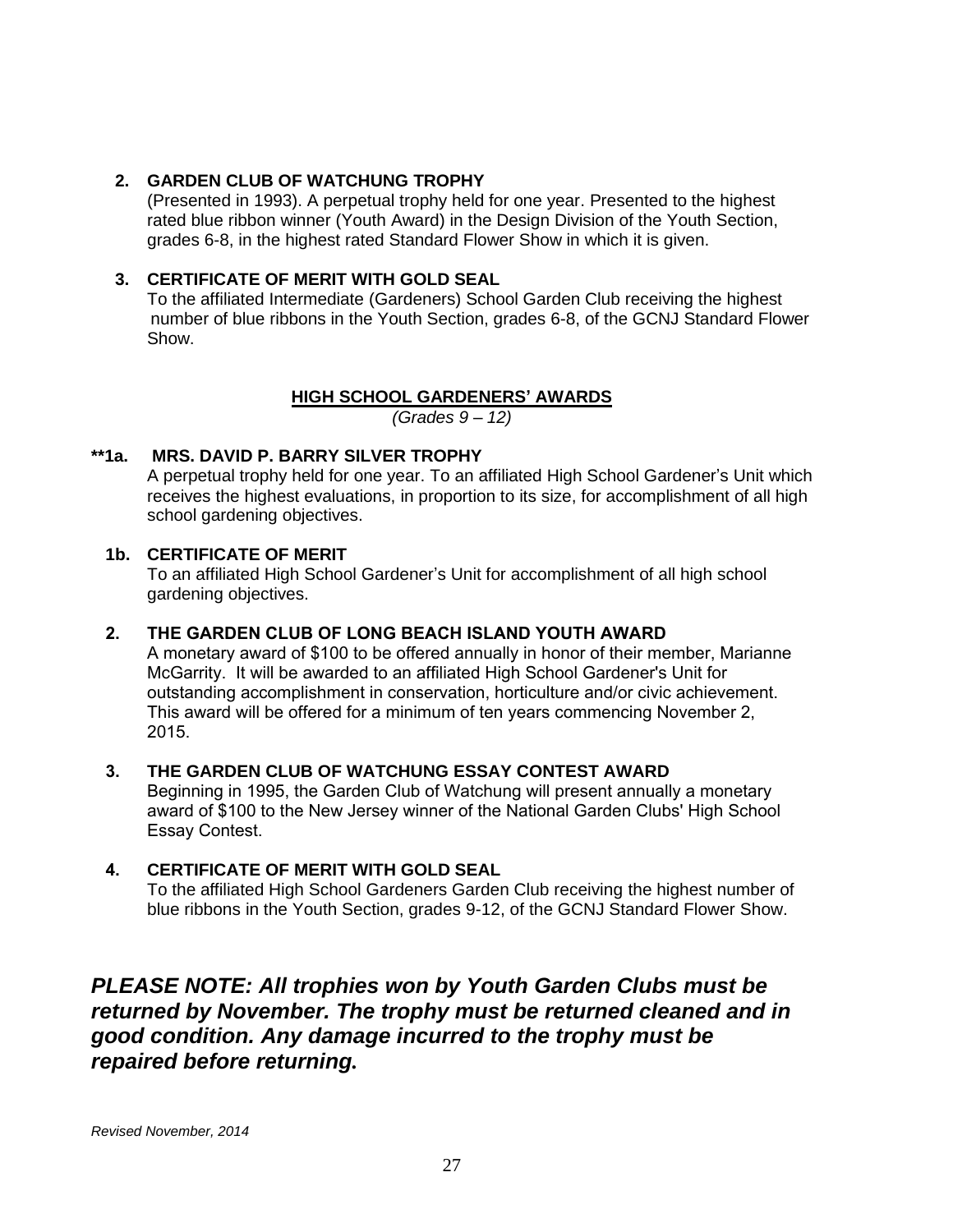**2. GARDEN CLUB OF WATCHUNG TROPHY**

(Presented in 1993). A perpetual trophy held for one year. Presented to the highest rated blue ribbon winner (Youth Award) in the Design Division of the Youth Section, grades 6-8, in the highest rated Standard Flower Show in which it is given.

**3. CERTIFICATE OF MERIT WITH GOLD SEAL**

To the affiliated Intermediate (Gardeners) School Garden Club receiving the highest number of blue ribbons in the Youth Section, grades 6-8, of the GCNJ Standard Flower Show.

## HIGH SCHOOL GARDENERS' AWARDS

*(Grades 9 – 12)*

**\*\*1a. MRS. DAVID P. BARRY SILVER TROPHY**

A perpetual trophy held for one year. To an affiliated High School Gardener's Unit which receives the highest evaluations, in proportion to its size, for accomplishment of all high school gardening objectives.

**1b. CERTIFICATE OF MERIT**

To an affiliated High School Gardener's Unit for accomplishment of all high school gardening objectives.

**2. THE GARDEN CLUB OF LONG BEACH ISLAND YOUTH AWARD**

A monetary award of $100 to be offered annually in honor of their member, Marianne McGarrity. It will be awarded to an affiliated High School Gardener's Unit for outstanding accomplishment in conservation, horticulture and/or civic achievement. This award will be offered for a minimum of ten years commencing November 2, 2015.

**3. THE GARDEN CLUB OF WATCHUNG ESSAY CONTEST AWARD**

Beginning in 1995, the Garden Club of Watchung will present annually a monetary award of $100 to the New Jersey winner of the National Garden Clubs' High School Essay Contest.

**4. CERTIFICATE OF MERIT WITH GOLD SEAL**

To the affiliated High School Gardeners Garden Club receiving the highest number of blue ribbons in the Youth Section, grades 9-12, of the GCNJ Standard Flower Show.

***PLEASE NOTE: All trophies won by Youth Garden Clubs must be returned by November. The trophy must be returned cleaned and in good condition. Any damage incurred to the trophy must be repaired before returning.***

*Revised November, 2014*